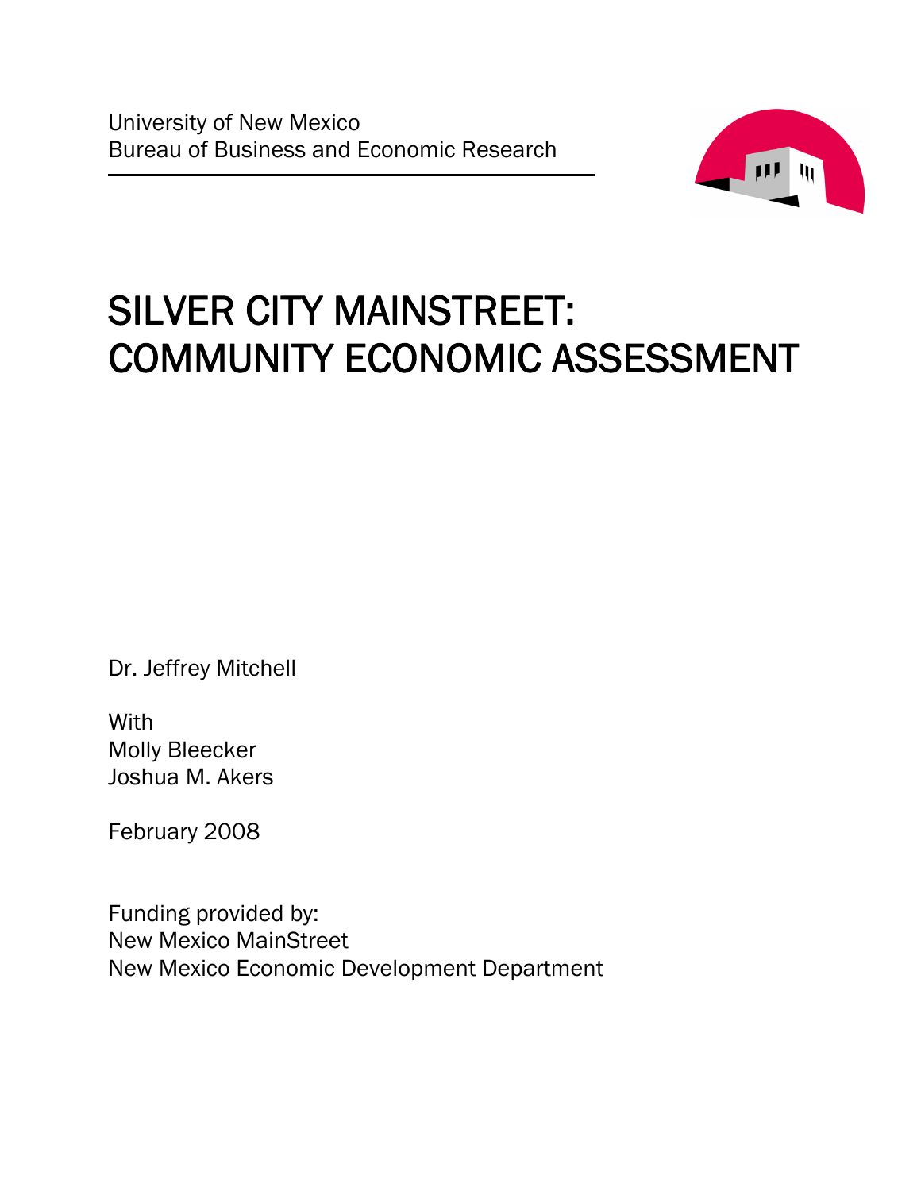University of New Mexico
Bureau of Business and Economic Research

# SILVER CITY MAINSTREET: COMMUNITY ECONOMIC ASSESSMENT

Dr. Jeffrey Mitchell

With
Molly Bleecker
Joshua M. Akers

February 2008

Funding provided by:
New Mexico MainStreet
New Mexico Economic Development Department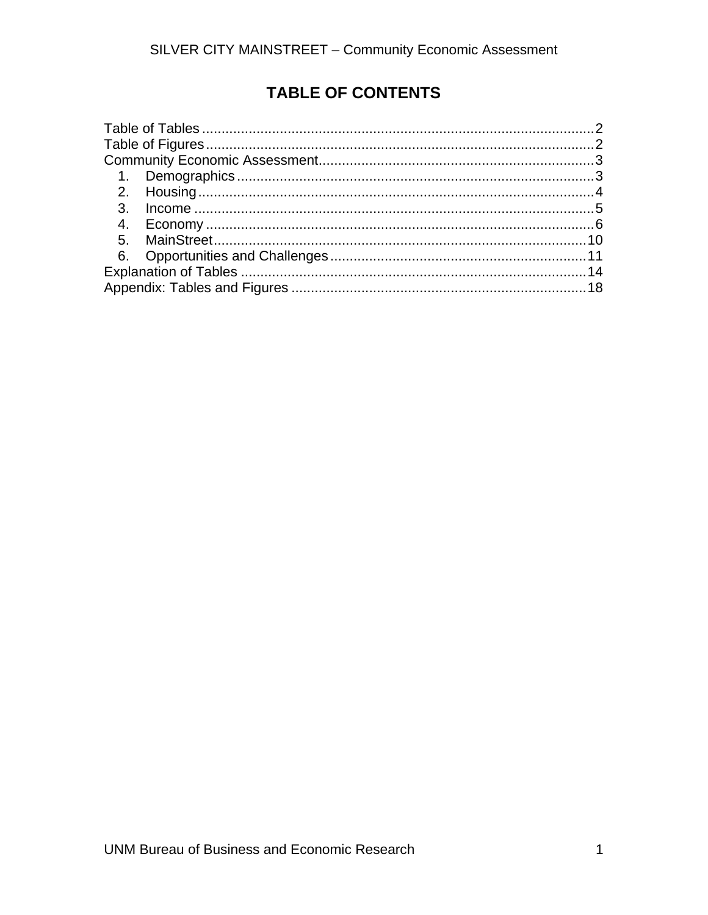# TABLE OF CONTENTS

Table of Tables .................................................................................................... 2
Table of Figures ................................................................................................... 2
Community Economic Assessment ...................................................................... 3
- 1. Demographics ............................................................................................ 3
- 2. Housing ...................................................................................................... 4
- 3. Income ....................................................................................................... 5
- 4. Economy .................................................................................................... 6
- 5. MainStreet ................................................................................................ 10
- 6. Opportunities and Challenges ................................................................. 11

Explanation of Tables ......................................................................................... 14
Appendix: Tables and Figures ............................................................................ 18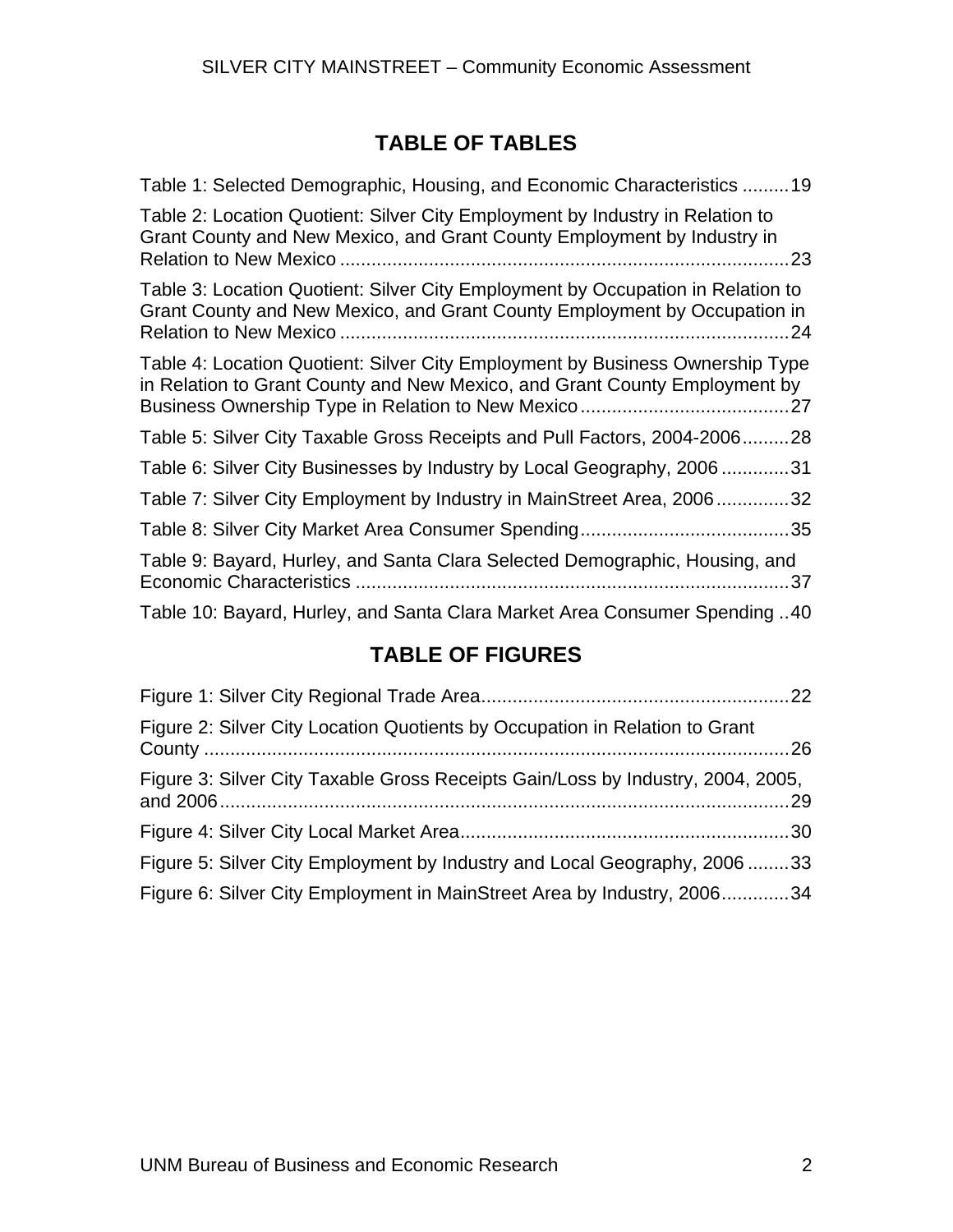# TABLE OF TABLES

Table 1: Selected Demographic, Housing, and Economic Characteristics .........19

Table 2: Location Quotient: Silver City Employment by Industry in Relation to Grant County and New Mexico, and Grant County Employment by Industry in Relation to New Mexico .......................................................................................23

Table 3: Location Quotient: Silver City Employment by Occupation in Relation to Grant County and New Mexico, and Grant County Employment by Occupation in Relation to New Mexico .......................................................................................24

Table 4: Location Quotient: Silver City Employment by Business Ownership Type in Relation to Grant County and New Mexico, and Grant County Employment by Business Ownership Type in Relation to New Mexico........................................27

Table 5: Silver City Taxable Gross Receipts and Pull Factors, 2004-2006.........28

Table 6: Silver City Businesses by Industry by Local Geography, 2006 .............31

Table 7: Silver City Employment by Industry in MainStreet Area, 2006..............32

Table 8: Silver City Market Area Consumer Spending........................................35

Table 9: Bayard, Hurley, and Santa Clara Selected Demographic, Housing, and Economic Characteristics ...................................................................................37

Table 10: Bayard, Hurley, and Santa Clara Market Area Consumer Spending ..40

# TABLE OF FIGURES

Figure 1: Silver City Regional Trade Area...........................................................22

Figure 2: Silver City Location Quotients by Occupation in Relation to Grant County ................................................................................................................26

Figure 3: Silver City Taxable Gross Receipts Gain/Loss by Industry, 2004, 2005, and 2006..............................................................................................................29

Figure 4: Silver City Local Market Area...............................................................30

Figure 5: Silver City Employment by Industry and Local Geography, 2006 ........33

Figure 6: Silver City Employment in MainStreet Area by Industry, 2006.............34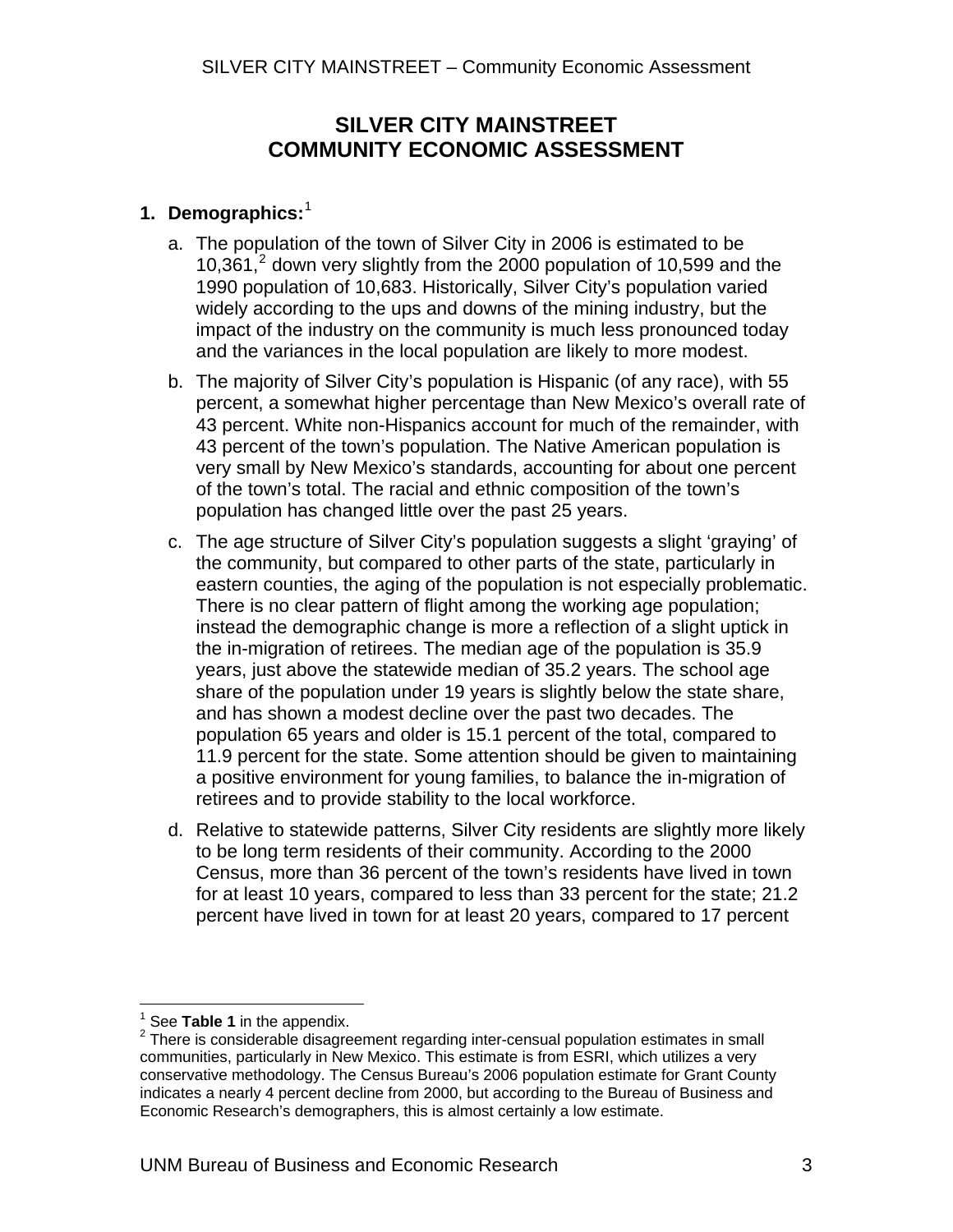# SILVER CITY MAINSTREET
# COMMUNITY ECONOMIC ASSESSMENT

## 1. Demographics:[1]

a. The population of the town of Silver City in 2006 is estimated to be 10,361,[2] down very slightly from the 2000 population of 10,599 and the 1990 population of 10,683. Historically, Silver City's population varied widely according to the ups and downs of the mining industry, but the impact of the industry on the community is much less pronounced today and the variances in the local population are likely to more modest.

b. The majority of Silver City's population is Hispanic (of any race), with 55 percent, a somewhat higher percentage than New Mexico's overall rate of 43 percent. White non-Hispanics account for much of the remainder, with 43 percent of the town's population. The Native American population is very small by New Mexico's standards, accounting for about one percent of the town's total. The racial and ethnic composition of the town's population has changed little over the past 25 years.

c. The age structure of Silver City's population suggests a slight 'graying' of the community, but compared to other parts of the state, particularly in eastern counties, the aging of the population is not especially problematic. There is no clear pattern of flight among the working age population; instead the demographic change is more a reflection of a slight uptick in the in-migration of retirees. The median age of the population is 35.9 years, just above the statewide median of 35.2 years. The school age share of the population under 19 years is slightly below the state share, and has shown a modest decline over the past two decades. The population 65 years and older is 15.1 percent of the total, compared to 11.9 percent for the state. Some attention should be given to maintaining a positive environment for young families, to balance the in-migration of retirees and to provide stability to the local workforce.

d. Relative to statewide patterns, Silver City residents are slightly more likely to be long term residents of their community. According to the 2000 Census, more than 36 percent of the town's residents have lived in town for at least 10 years, compared to less than 33 percent for the state; 21.2 percent have lived in town for at least 20 years, compared to 17 percent

---

[1] See **Table 1** in the appendix.

[2] There is considerable disagreement regarding inter-censual population estimates in small communities, particularly in New Mexico. This estimate is from ESRI, which utilizes a very conservative methodology. The Census Bureau's 2006 population estimate for Grant County indicates a nearly 4 percent decline from 2000, but according to the Bureau of Business and Economic Research's demographers, this is almost certainly a low estimate.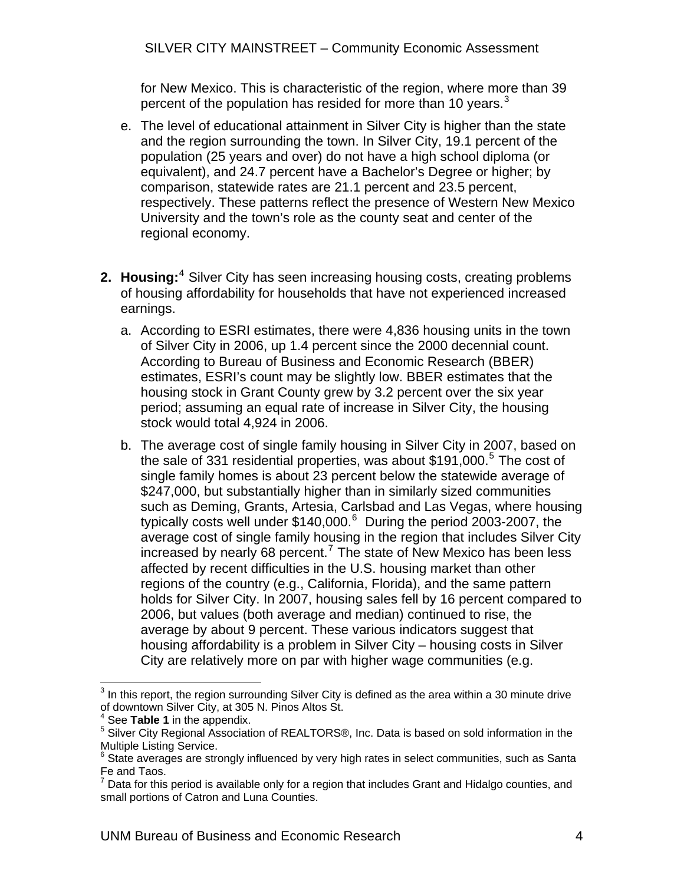for New Mexico. This is characteristic of the region, where more than 39 percent of the population has resided for more than 10 years.[3]

e. The level of educational attainment in Silver City is higher than the state and the region surrounding the town. In Silver City, 19.1 percent of the population (25 years and over) do not have a high school diploma (or equivalent), and 24.7 percent have a Bachelor's Degree or higher; by comparison, statewide rates are 21.1 percent and 23.5 percent, respectively. These patterns reflect the presence of Western New Mexico University and the town's role as the county seat and center of the regional economy.

**2. Housing:**[4] Silver City has seen increasing housing costs, creating problems of housing affordability for households that have not experienced increased earnings.

a. According to ESRI estimates, there were 4,836 housing units in the town of Silver City in 2006, up 1.4 percent since the 2000 decennial count. According to Bureau of Business and Economic Research (BBER) estimates, ESRI's count may be slightly low. BBER estimates that the housing stock in Grant County grew by 3.2 percent over the six year period; assuming an equal rate of increase in Silver City, the housing stock would total 4,924 in 2006.

b. The average cost of single family housing in Silver City in 2007, based on the sale of 331 residential properties, was about $191,000.[5] The cost of single family homes is about 23 percent below the statewide average of $247,000, but substantially higher than in similarly sized communities such as Deming, Grants, Artesia, Carlsbad and Las Vegas, where housing typically costs well under $140,000.[6] During the period 2003-2007, the average cost of single family housing in the region that includes Silver City increased by nearly 68 percent.[7] The state of New Mexico has been less affected by recent difficulties in the U.S. housing market than other regions of the country (e.g., California, Florida), and the same pattern holds for Silver City. In 2007, housing sales fell by 16 percent compared to 2006, but values (both average and median) continued to rise, the average by about 9 percent. These various indicators suggest that housing affordability is a problem in Silver City – housing costs in Silver City are relatively more on par with higher wage communities (e.g.

---

[3] In this report, the region surrounding Silver City is defined as the area within a 30 minute drive of downtown Silver City, at 305 N. Pinos Altos St.

[4] See **Table 1** in the appendix.

[5] Silver City Regional Association of REALTORS®, Inc. Data is based on sold information in the Multiple Listing Service.

[6] State averages are strongly influenced by very high rates in select communities, such as Santa Fe and Taos.

[7] Data for this period is available only for a region that includes Grant and Hidalgo counties, and small portions of Catron and Luna Counties.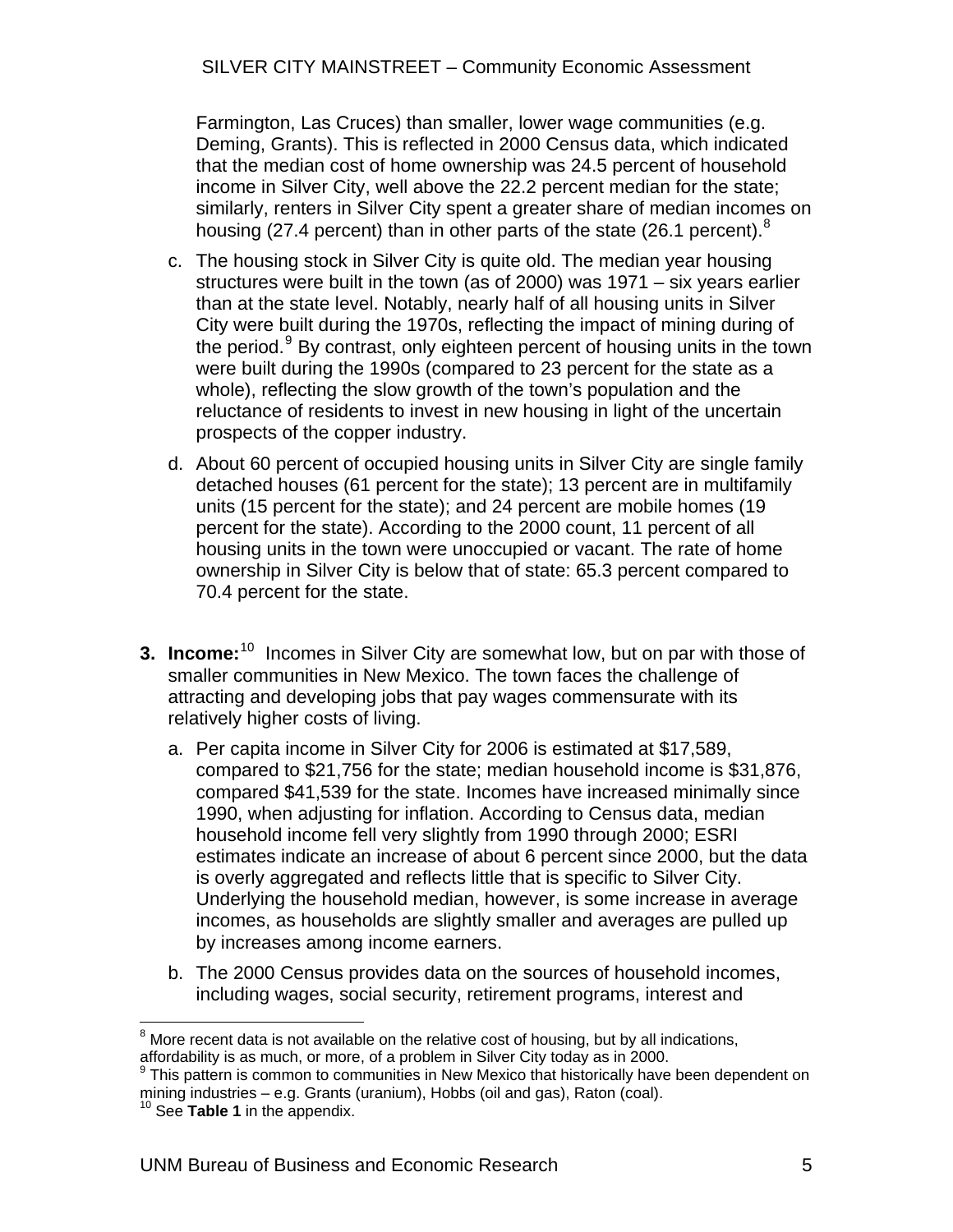Farmington, Las Cruces) than smaller, lower wage communities (e.g. Deming, Grants). This is reflected in 2000 Census data, which indicated that the median cost of home ownership was 24.5 percent of household income in Silver City, well above the 22.2 percent median for the state; similarly, renters in Silver City spent a greater share of median incomes on housing (27.4 percent) than in other parts of the state (26.1 percent).[8]

   c. The housing stock in Silver City is quite old. The median year housing structures were built in the town (as of 2000) was 1971 – six years earlier than at the state level. Notably, nearly half of all housing units in Silver City were built during the 1970s, reflecting the impact of mining during of the period.[9] By contrast, only eighteen percent of housing units in the town were built during the 1990s (compared to 23 percent for the state as a whole), reflecting the slow growth of the town's population and the reluctance of residents to invest in new housing in light of the uncertain prospects of the copper industry.

   d. About 60 percent of occupied housing units in Silver City are single family detached houses (61 percent for the state); 13 percent are in multifamily units (15 percent for the state); and 24 percent are mobile homes (19 percent for the state). According to the 2000 count, 11 percent of all housing units in the town were unoccupied or vacant. The rate of home ownership in Silver City is below that of state: 65.3 percent compared to 70.4 percent for the state.

3. **Income:**[10] Incomes in Silver City are somewhat low, but on par with those of smaller communities in New Mexico. The town faces the challenge of attracting and developing jobs that pay wages commensurate with its relatively higher costs of living.

   a. Per capita income in Silver City for 2006 is estimated at $17,589, compared to $21,756 for the state; median household income is $31,876, compared $41,539 for the state. Incomes have increased minimally since 1990, when adjusting for inflation. According to Census data, median household income fell very slightly from 1990 through 2000; ESRI estimates indicate an increase of about 6 percent since 2000, but the data is overly aggregated and reflects little that is specific to Silver City. Underlying the household median, however, is some increase in average incomes, as households are slightly smaller and averages are pulled up by increases among income earners.

   b. The 2000 Census provides data on the sources of household incomes, including wages, social security, retirement programs, interest and

---

[8] More recent data is not available on the relative cost of housing, but by all indications, affordability is as much, or more, of a problem in Silver City today as in 2000.

[9] This pattern is common to communities in New Mexico that historically have been dependent on mining industries – e.g. Grants (uranium), Hobbs (oil and gas), Raton (coal).

[10] See **Table 1** in the appendix.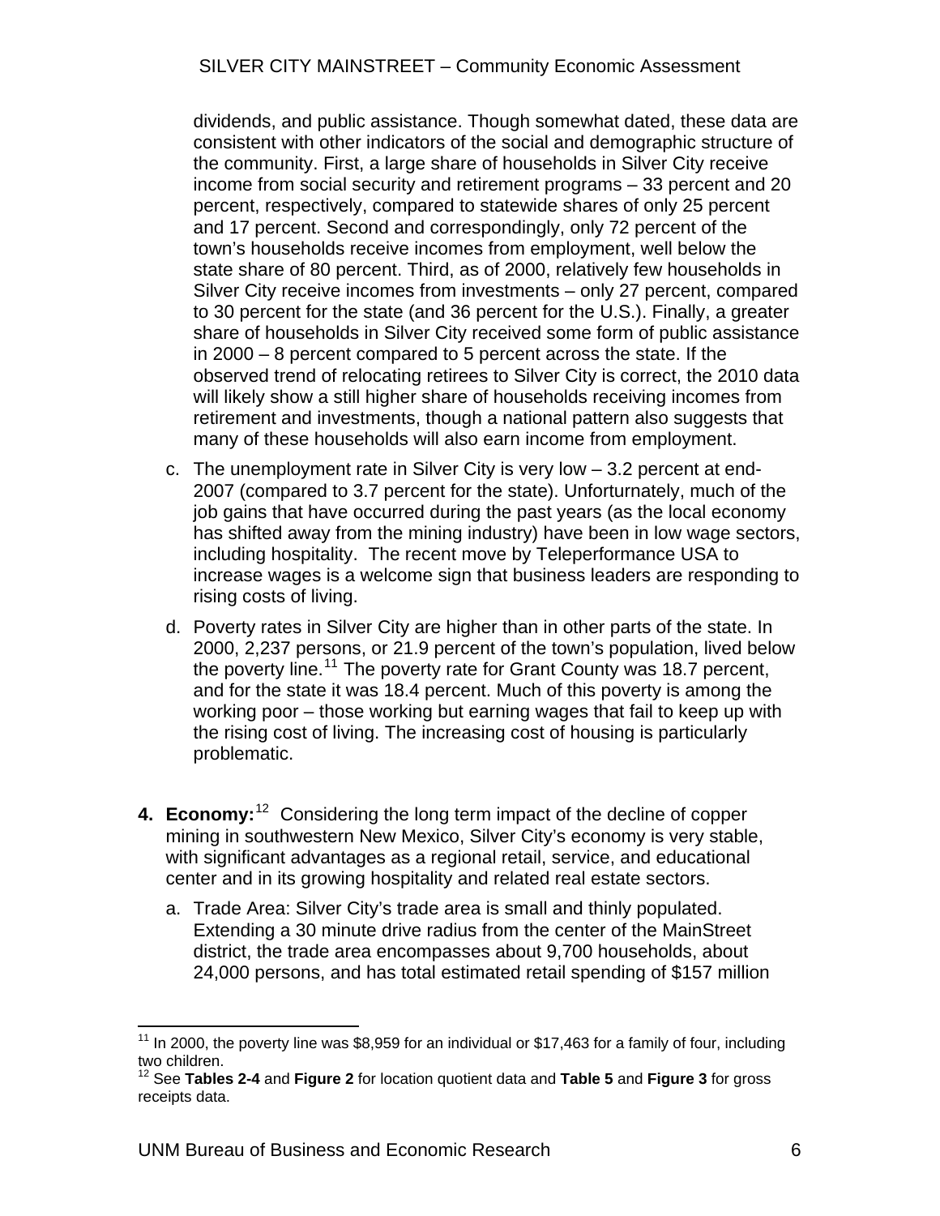dividends, and public assistance. Though somewhat dated, these data are consistent with other indicators of the social and demographic structure of the community. First, a large share of households in Silver City receive income from social security and retirement programs – 33 percent and 20 percent, respectively, compared to statewide shares of only 25 percent and 17 percent. Second and correspondingly, only 72 percent of the town's households receive incomes from employment, well below the state share of 80 percent. Third, as of 2000, relatively few households in Silver City receive incomes from investments – only 27 percent, compared to 30 percent for the state (and 36 percent for the U.S.). Finally, a greater share of households in Silver City received some form of public assistance in 2000 – 8 percent compared to 5 percent across the state. If the observed trend of relocating retirees to Silver City is correct, the 2010 data will likely show a still higher share of households receiving incomes from retirement and investments, though a national pattern also suggests that many of these households will also earn income from employment.

c. The unemployment rate in Silver City is very low – 3.2 percent at end-2007 (compared to 3.7 percent for the state). Unfortunately, much of the job gains that have occurred during the past years (as the local economy has shifted away from the mining industry) have been in low wage sectors, including hospitality. The recent move by Teleperformance USA to increase wages is a welcome sign that business leaders are responding to rising costs of living.

d. Poverty rates in Silver City are higher than in other parts of the state. In 2000, 2,237 persons, or 21.9 percent of the town's population, lived below the poverty line.[11] The poverty rate for Grant County was 18.7 percent, and for the state it was 18.4 percent. Much of this poverty is among the working poor – those working but earning wages that fail to keep up with the rising cost of living. The increasing cost of housing is particularly problematic.

4. **Economy:**[12] Considering the long term impact of the decline of copper mining in southwestern New Mexico, Silver City's economy is very stable, with significant advantages as a regional retail, service, and educational center and in its growing hospitality and related real estate sectors.

   a. Trade Area: Silver City's trade area is small and thinly populated. Extending a 30 minute drive radius from the center of the MainStreet district, the trade area encompasses about 9,700 households, about 24,000 persons, and has total estimated retail spending of $157 million

---

[11] In 2000, the poverty line was $8,959 for an individual or $17,463 for a family of four, including two children.

[12] See **Tables 2-4** and **Figure 2** for location quotient data and **Table 5** and **Figure 3** for gross receipts data.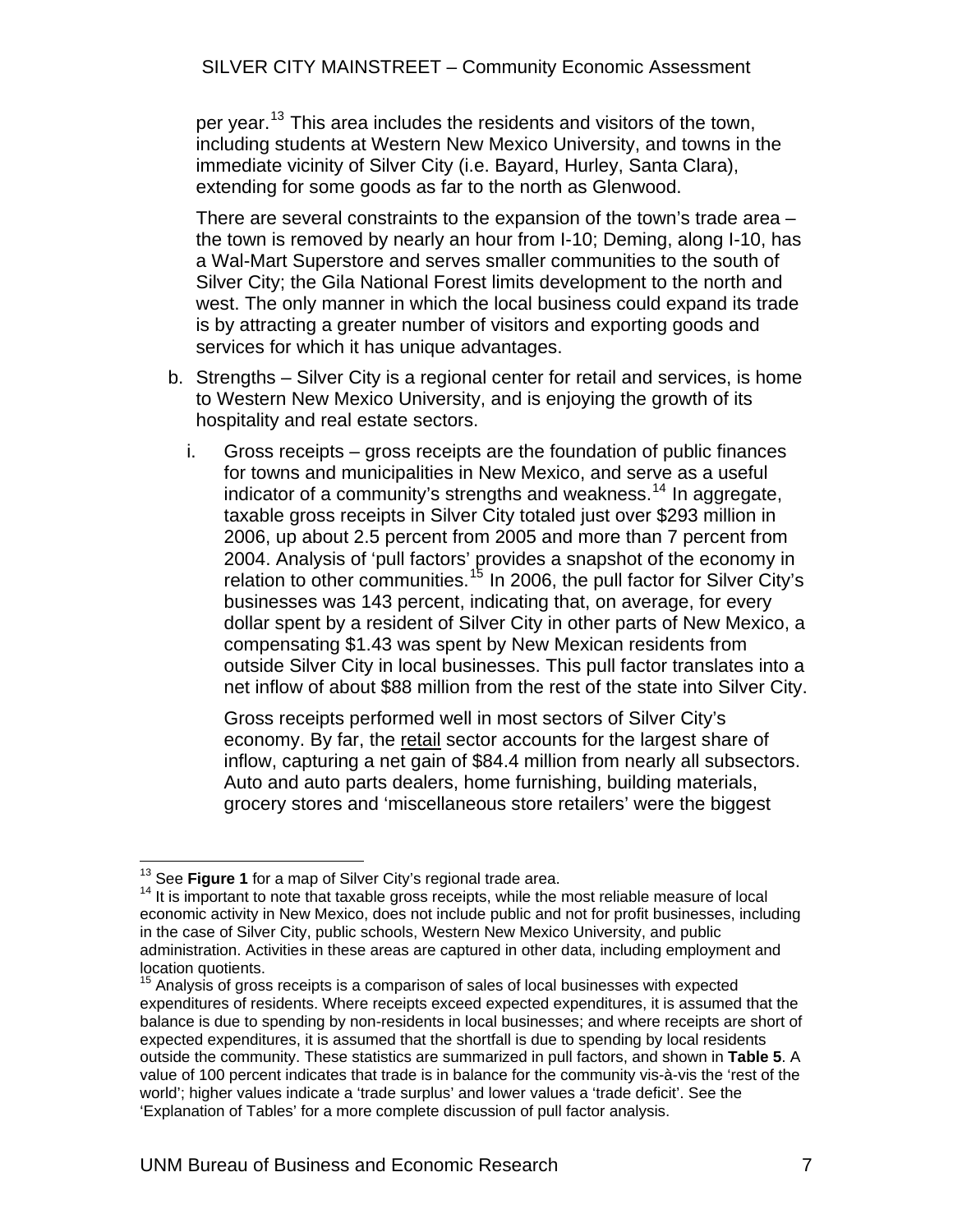per year.[13] This area includes the residents and visitors of the town, including students at Western New Mexico University, and towns in the immediate vicinity of Silver City (i.e. Bayard, Hurley, Santa Clara), extending for some goods as far to the north as Glenwood.

There are several constraints to the expansion of the town's trade area – the town is removed by nearly an hour from I-10; Deming, along I-10, has a Wal-Mart Superstore and serves smaller communities to the south of Silver City; the Gila National Forest limits development to the north and west. The only manner in which the local business could expand its trade is by attracting a greater number of visitors and exporting goods and services for which it has unique advantages.

b. Strengths – Silver City is a regional center for retail and services, is home to Western New Mexico University, and is enjoying the growth of its hospitality and real estate sectors.

   i. Gross receipts – gross receipts are the foundation of public finances for towns and municipalities in New Mexico, and serve as a useful indicator of a community's strengths and weakness.[14] In aggregate, taxable gross receipts in Silver City totaled just over $293 million in 2006, up about 2.5 percent from 2005 and more than 7 percent from 2004. Analysis of 'pull factors' provides a snapshot of the economy in relation to other communities.[15] In 2006, the pull factor for Silver City's businesses was 143 percent, indicating that, on average, for every dollar spent by a resident of Silver City in other parts of New Mexico, a compensating $1.43 was spent by New Mexican residents from outside Silver City in local businesses. This pull factor translates into a net inflow of about $88 million from the rest of the state into Silver City.

   Gross receipts performed well in most sectors of Silver City's economy. By far, the <u>retail</u> sector accounts for the largest share of inflow, capturing a net gain of $84.4 million from nearly all subsectors. Auto and auto parts dealers, home furnishing, building materials, grocery stores and 'miscellaneous store retailers' were the biggest

---

[13] See **Figure 1** for a map of Silver City's regional trade area.

[14] It is important to note that taxable gross receipts, while the most reliable measure of local economic activity in New Mexico, does not include public and not for profit businesses, including in the case of Silver City, public schools, Western New Mexico University, and public administration. Activities in these areas are captured in other data, including employment and location quotients.

[15] Analysis of gross receipts is a comparison of sales of local businesses with expected expenditures of residents. Where receipts exceed expected expenditures, it is assumed that the balance is due to spending by non-residents in local businesses; and where receipts are short of expected expenditures, it is assumed that the shortfall is due to spending by local residents outside the community. These statistics are summarized in pull factors, and shown in **Table 5**. A value of 100 percent indicates that trade is in balance for the community vis-à-vis the 'rest of the world'; higher values indicate a 'trade surplus' and lower values a 'trade deficit'. See the 'Explanation of Tables' for a more complete discussion of pull factor analysis.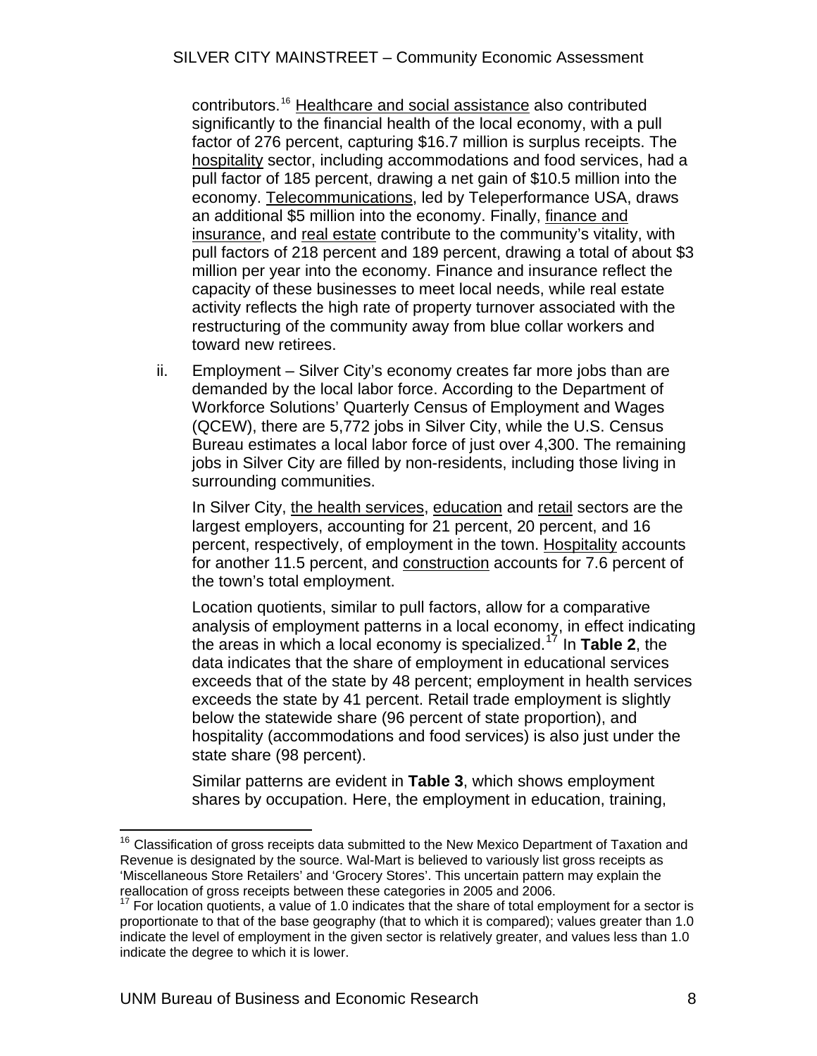contributors.[16] Healthcare and social assistance also contributed significantly to the financial health of the local economy, with a pull factor of 276 percent, capturing $16.7 million is surplus receipts. The hospitality sector, including accommodations and food services, had a pull factor of 185 percent, drawing a net gain of $10.5 million into the economy. Telecommunications, led by Teleperformance USA, draws an additional $5 million into the economy. Finally, finance and insurance, and real estate contribute to the community's vitality, with pull factors of 218 percent and 189 percent, drawing a total of about $3 million per year into the economy. Finance and insurance reflect the capacity of these businesses to meet local needs, while real estate activity reflects the high rate of property turnover associated with the restructuring of the community away from blue collar workers and toward new retirees.

ii. Employment – Silver City's economy creates far more jobs than are demanded by the local labor force. According to the Department of Workforce Solutions' Quarterly Census of Employment and Wages (QCEW), there are 5,772 jobs in Silver City, while the U.S. Census Bureau estimates a local labor force of just over 4,300. The remaining jobs in Silver City are filled by non-residents, including those living in surrounding communities.

In Silver City, the health services, education and retail sectors are the largest employers, accounting for 21 percent, 20 percent, and 16 percent, respectively, of employment in the town. Hospitality accounts for another 11.5 percent, and construction accounts for 7.6 percent of the town's total employment.

Location quotients, similar to pull factors, allow for a comparative analysis of employment patterns in a local economy, in effect indicating the areas in which a local economy is specialized.[17] In **Table 2**, the data indicates that the share of employment in educational services exceeds that of the state by 48 percent; employment in health services exceeds the state by 41 percent. Retail trade employment is slightly below the statewide share (96 percent of state proportion), and hospitality (accommodations and food services) is also just under the state share (98 percent).

Similar patterns are evident in **Table 3**, which shows employment shares by occupation. Here, the employment in education, training,

[16] Classification of gross receipts data submitted to the New Mexico Department of Taxation and Revenue is designated by the source. Wal-Mart is believed to variously list gross receipts as 'Miscellaneous Store Retailers' and 'Grocery Stores'. This uncertain pattern may explain the reallocation of gross receipts between these categories in 2005 and 2006.

[17] For location quotients, a value of 1.0 indicates that the share of total employment for a sector is proportionate to that of the base geography (that to which it is compared); values greater than 1.0 indicate the level of employment in the given sector is relatively greater, and values less than 1.0 indicate the degree to which it is lower.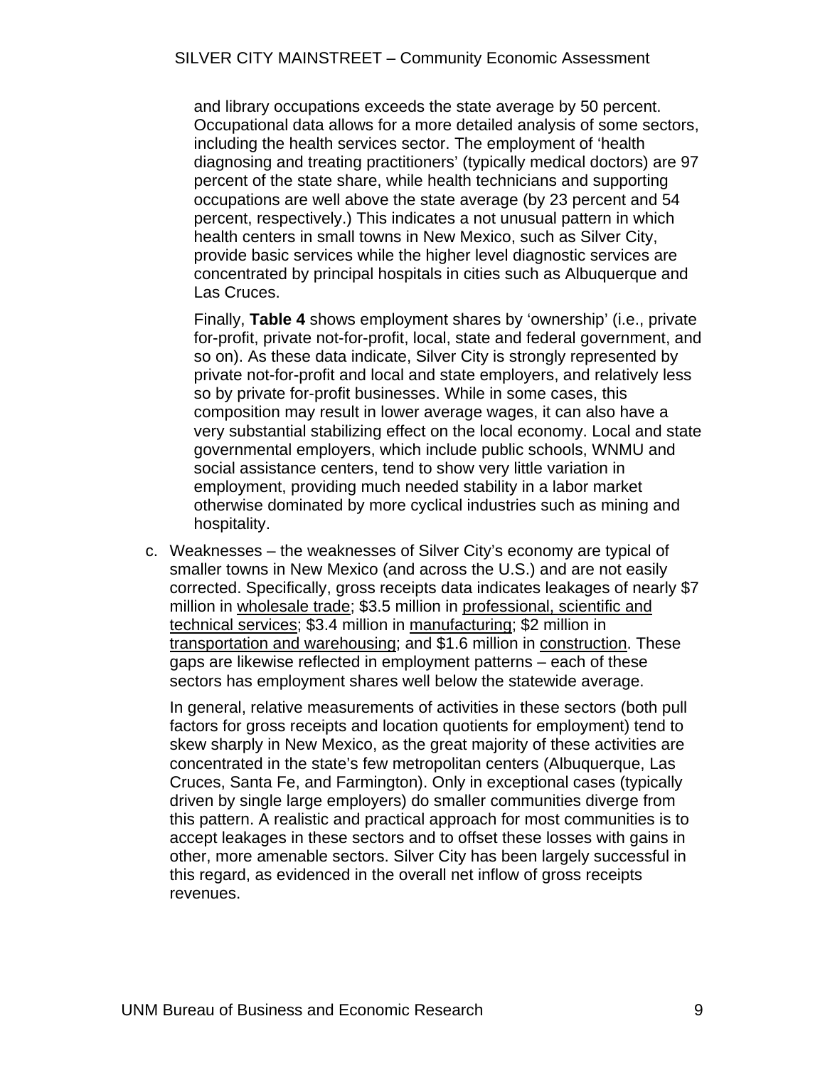and library occupations exceeds the state average by 50 percent. Occupational data allows for a more detailed analysis of some sectors, including the health services sector. The employment of 'health diagnosing and treating practitioners' (typically medical doctors) are 97 percent of the state share, while health technicians and supporting occupations are well above the state average (by 23 percent and 54 percent, respectively.) This indicates a not unusual pattern in which health centers in small towns in New Mexico, such as Silver City, provide basic services while the higher level diagnostic services are concentrated by principal hospitals in cities such as Albuquerque and Las Cruces.

Finally, **Table 4** shows employment shares by 'ownership' (i.e., private for-profit, private not-for-profit, local, state and federal government, and so on). As these data indicate, Silver City is strongly represented by private not-for-profit and local and state employers, and relatively less so by private for-profit businesses. While in some cases, this composition may result in lower average wages, it can also have a very substantial stabilizing effect on the local economy. Local and state governmental employers, which include public schools, WNMU and social assistance centers, tend to show very little variation in employment, providing much needed stability in a labor market otherwise dominated by more cyclical industries such as mining and hospitality.

c. Weaknesses – the weaknesses of Silver City's economy are typical of smaller towns in New Mexico (and across the U.S.) and are not easily corrected. Specifically, gross receipts data indicates leakages of nearly $7 million in <u>wholesale trade</u>; $3.5 million in <u>professional, scientific and technical services</u>; $3.4 million in <u>manufacturing</u>; $2 million in <u>transportation and warehousing</u>; and $1.6 million in <u>construction</u>. These gaps are likewise reflected in employment patterns – each of these sectors has employment shares well below the statewide average.

   In general, relative measurements of activities in these sectors (both pull factors for gross receipts and location quotients for employment) tend to skew sharply in New Mexico, as the great majority of these activities are concentrated in the state's few metropolitan centers (Albuquerque, Las Cruces, Santa Fe, and Farmington). Only in exceptional cases (typically driven by single large employers) do smaller communities diverge from this pattern. A realistic and practical approach for most communities is to accept leakages in these sectors and to offset these losses with gains in other, more amenable sectors. Silver City has been largely successful in this regard, as evidenced in the overall net inflow of gross receipts revenues.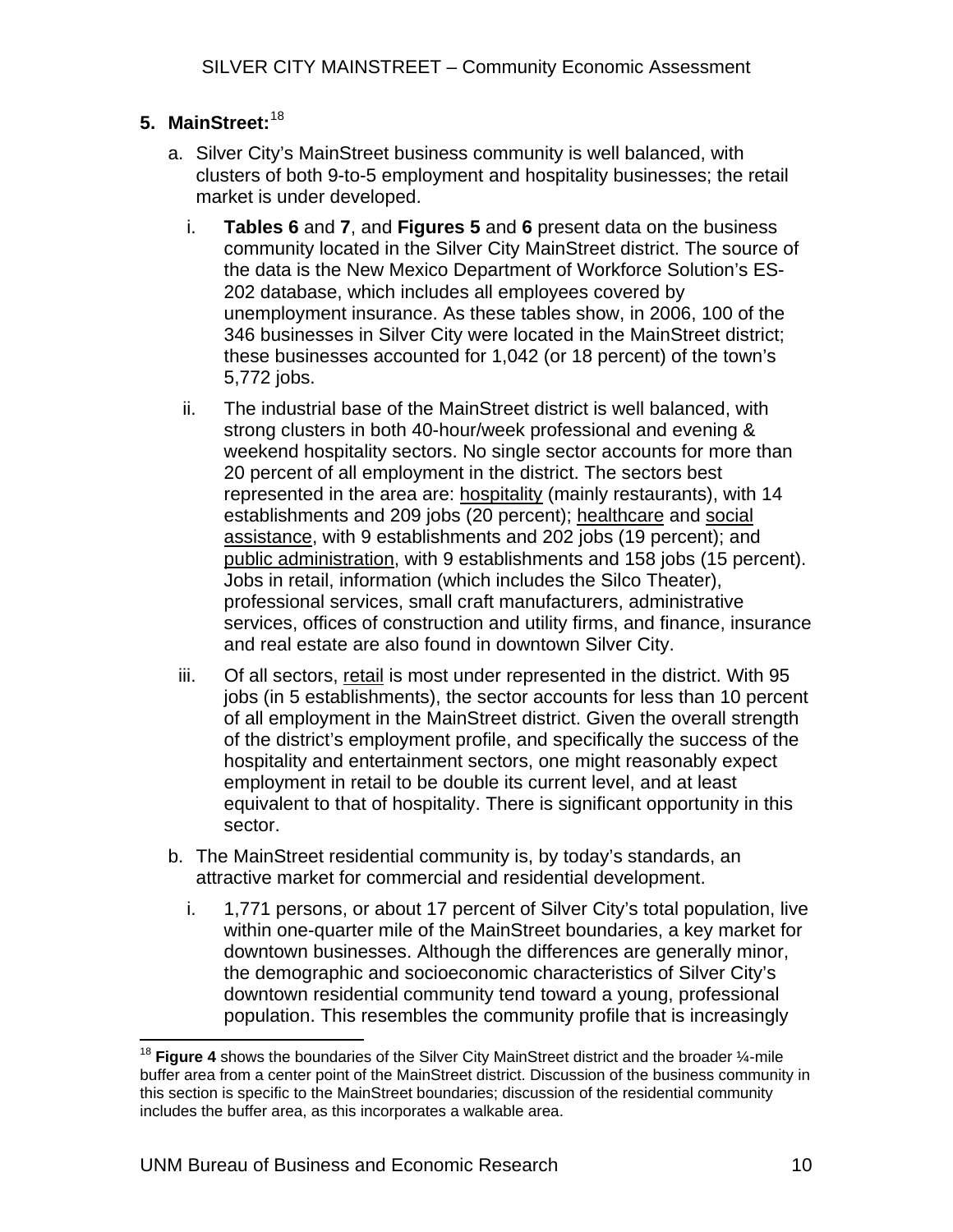## 5. MainStreet:[18]

a. Silver City's MainStreet business community is well balanced, with clusters of both 9-to-5 employment and hospitality businesses; the retail market is under developed.

   i. **Tables 6** and **7**, and **Figures 5** and **6** present data on the business community located in the Silver City MainStreet district. The source of the data is the New Mexico Department of Workforce Solution's ES-202 database, which includes all employees covered by unemployment insurance. As these tables show, in 2006, 100 of the 346 businesses in Silver City were located in the MainStreet district; these businesses accounted for 1,042 (or 18 percent) of the town's 5,772 jobs.

   ii. The industrial base of the MainStreet district is well balanced, with strong clusters in both 40-hour/week professional and evening & weekend hospitality sectors. No single sector accounts for more than 20 percent of all employment in the district. The sectors best represented in the area are: <u>hospitality</u> (mainly restaurants), with 14 establishments and 209 jobs (20 percent); <u>healthcare</u> and <u>social assistance</u>, with 9 establishments and 202 jobs (19 percent); and <u>public administration</u>, with 9 establishments and 158 jobs (15 percent). Jobs in retail, information (which includes the Silco Theater), professional services, small craft manufacturers, administrative services, offices of construction and utility firms, and finance, insurance and real estate are also found in downtown Silver City.

   iii. Of all sectors, <u>retail</u> is most under represented in the district. With 95 jobs (in 5 establishments), the sector accounts for less than 10 percent of all employment in the MainStreet district. Given the overall strength of the district's employment profile, and specifically the success of the hospitality and entertainment sectors, one might reasonably expect employment in retail to be double its current level, and at least equivalent to that of hospitality. There is significant opportunity in this sector.

b. The MainStreet residential community is, by today's standards, an attractive market for commercial and residential development.

   i. 1,771 persons, or about 17 percent of Silver City's total population, live within one-quarter mile of the MainStreet boundaries, a key market for downtown businesses. Although the differences are generally minor, the demographic and socioeconomic characteristics of Silver City's downtown residential community tend toward a young, professional population. This resembles the community profile that is increasingly

---

[18] **Figure 4** shows the boundaries of the Silver City MainStreet district and the broader ¼-mile buffer area from a center point of the MainStreet district. Discussion of the business community in this section is specific to the MainStreet boundaries; discussion of the residential community includes the buffer area, as this incorporates a walkable area.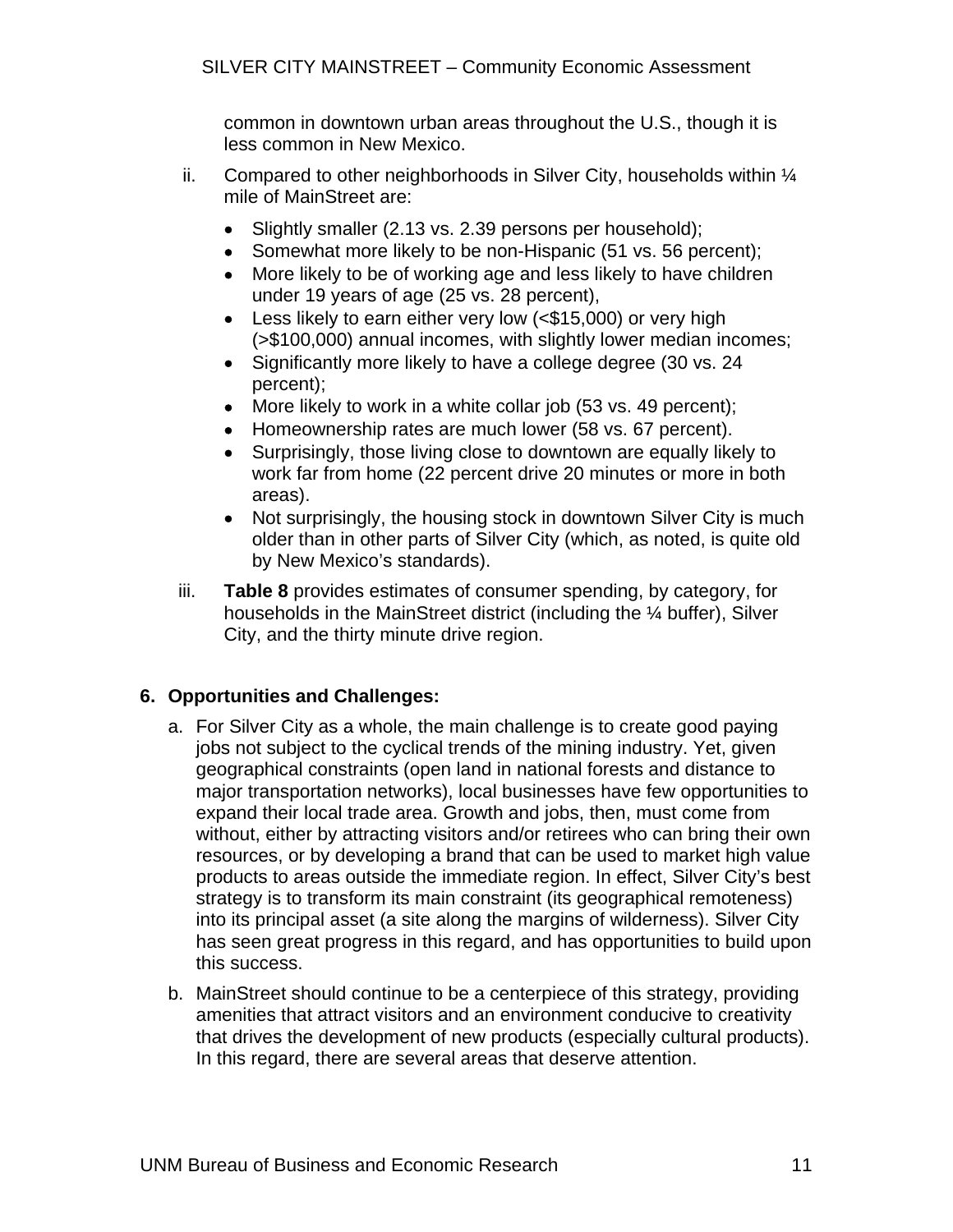common in downtown urban areas throughout the U.S., though it is less common in New Mexico.

ii. Compared to other neighborhoods in Silver City, households within ¼ mile of MainStreet are:

- Slightly smaller (2.13 vs. 2.39 persons per household);
- Somewhat more likely to be non-Hispanic (51 vs. 56 percent);
- More likely to be of working age and less likely to have children under 19 years of age (25 vs. 28 percent),
- Less likely to earn either very low (<$15,000) or very high (>$100,000) annual incomes, with slightly lower median incomes;
- Significantly more likely to have a college degree (30 vs. 24 percent);
- More likely to work in a white collar job (53 vs. 49 percent);
- Homeownership rates are much lower (58 vs. 67 percent).
- Surprisingly, those living close to downtown are equally likely to work far from home (22 percent drive 20 minutes or more in both areas).
- Not surprisingly, the housing stock in downtown Silver City is much older than in other parts of Silver City (which, as noted, is quite old by New Mexico's standards).

iii. **Table 8** provides estimates of consumer spending, by category, for households in the MainStreet district (including the ¼ buffer), Silver City, and the thirty minute drive region.

## 6. Opportunities and Challenges:

a. For Silver City as a whole, the main challenge is to create good paying jobs not subject to the cyclical trends of the mining industry. Yet, given geographical constraints (open land in national forests and distance to major transportation networks), local businesses have few opportunities to expand their local trade area. Growth and jobs, then, must come from without, either by attracting visitors and/or retirees who can bring their own resources, or by developing a brand that can be used to market high value products to areas outside the immediate region. In effect, Silver City's best strategy is to transform its main constraint (its geographical remoteness) into its principal asset (a site along the margins of wilderness). Silver City has seen great progress in this regard, and has opportunities to build upon this success.

b. MainStreet should continue to be a centerpiece of this strategy, providing amenities that attract visitors and an environment conducive to creativity that drives the development of new products (especially cultural products). In this regard, there are several areas that deserve attention.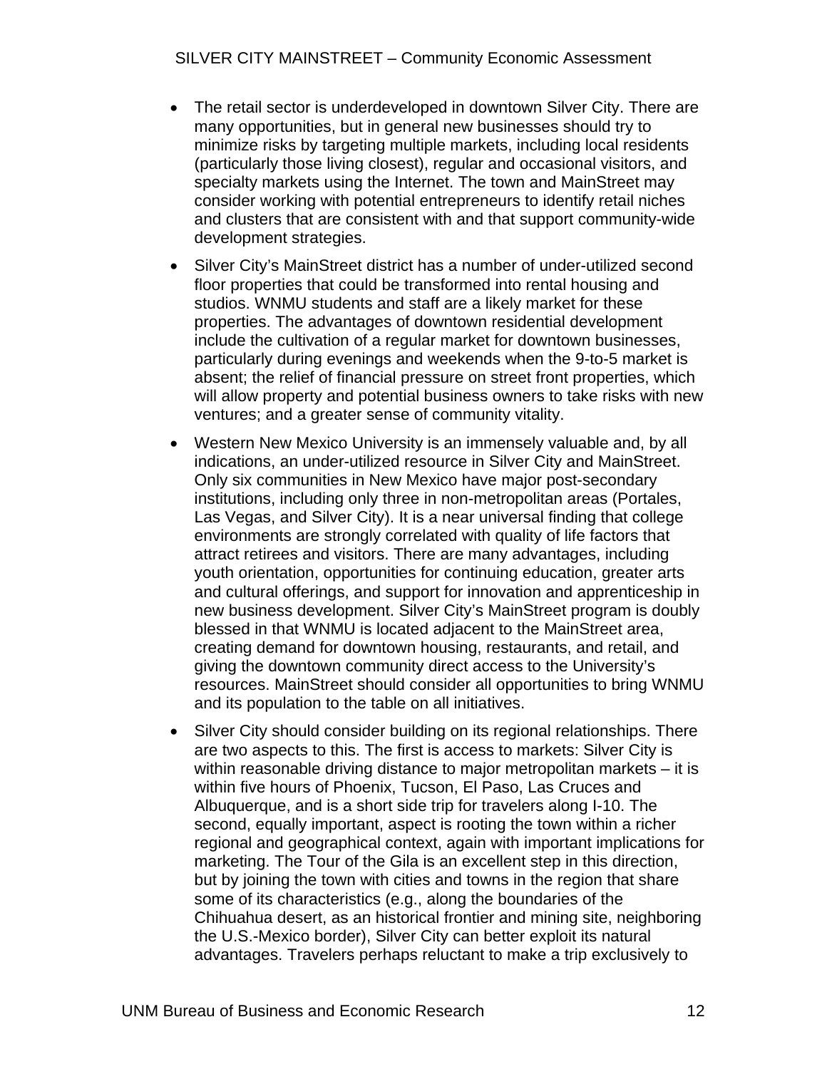- The retail sector is underdeveloped in downtown Silver City. There are many opportunities, but in general new businesses should try to minimize risks by targeting multiple markets, including local residents (particularly those living closest), regular and occasional visitors, and specialty markets using the Internet. The town and MainStreet may consider working with potential entrepreneurs to identify retail niches and clusters that are consistent with and that support community-wide development strategies.

- Silver City's MainStreet district has a number of under-utilized second floor properties that could be transformed into rental housing and studios. WNMU students and staff are a likely market for these properties. The advantages of downtown residential development include the cultivation of a regular market for downtown businesses, particularly during evenings and weekends when the 9-to-5 market is absent; the relief of financial pressure on street front properties, which will allow property and potential business owners to take risks with new ventures; and a greater sense of community vitality.

- Western New Mexico University is an immensely valuable and, by all indications, an under-utilized resource in Silver City and MainStreet. Only six communities in New Mexico have major post-secondary institutions, including only three in non-metropolitan areas (Portales, Las Vegas, and Silver City). It is a near universal finding that college environments are strongly correlated with quality of life factors that attract retirees and visitors. There are many advantages, including youth orientation, opportunities for continuing education, greater arts and cultural offerings, and support for innovation and apprenticeship in new business development. Silver City's MainStreet program is doubly blessed in that WNMU is located adjacent to the MainStreet area, creating demand for downtown housing, restaurants, and retail, and giving the downtown community direct access to the University's resources. MainStreet should consider all opportunities to bring WNMU and its population to the table on all initiatives.

- Silver City should consider building on its regional relationships. There are two aspects to this. The first is access to markets: Silver City is within reasonable driving distance to major metropolitan markets – it is within five hours of Phoenix, Tucson, El Paso, Las Cruces and Albuquerque, and is a short side trip for travelers along I-10. The second, equally important, aspect is rooting the town within a richer regional and geographical context, again with important implications for marketing. The Tour of the Gila is an excellent step in this direction, but by joining the town with cities and towns in the region that share some of its characteristics (e.g., along the boundaries of the Chihuahua desert, as an historical frontier and mining site, neighboring the U.S.-Mexico border), Silver City can better exploit its natural advantages. Travelers perhaps reluctant to make a trip exclusively to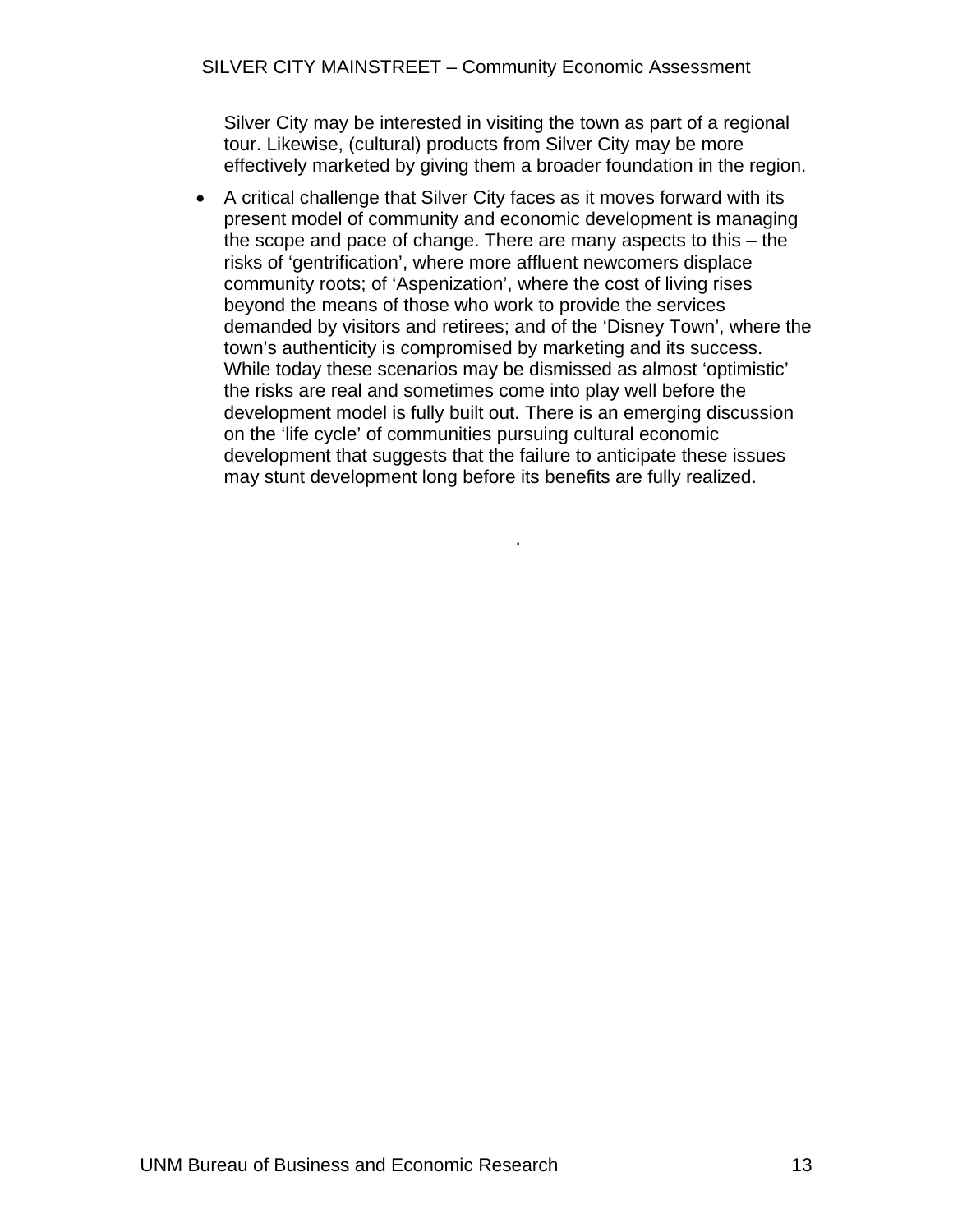Silver City may be interested in visiting the town as part of a regional tour. Likewise, (cultural) products from Silver City may be more effectively marketed by giving them a broader foundation in the region.

- A critical challenge that Silver City faces as it moves forward with its present model of community and economic development is managing the scope and pace of change. There are many aspects to this – the risks of 'gentrification', where more affluent newcomers displace community roots; of 'Aspenization', where the cost of living rises beyond the means of those who work to provide the services demanded by visitors and retirees; and of the 'Disney Town', where the town's authenticity is compromised by marketing and its success. While today these scenarios may be dismissed as almost 'optimistic' the risks are real and sometimes come into play well before the development model is fully built out. There is an emerging discussion on the 'life cycle' of communities pursuing cultural economic development that suggests that the failure to anticipate these issues may stunt development long before its benefits are fully realized.

.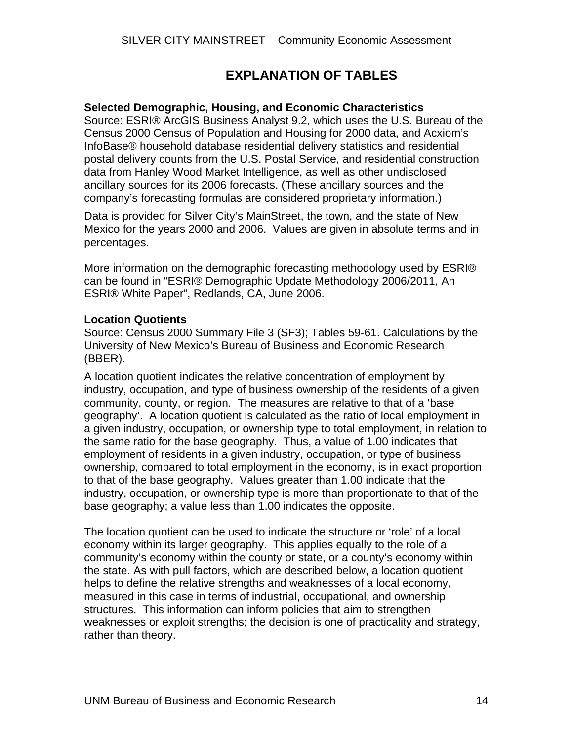# EXPLANATION OF TABLES

**Selected Demographic, Housing, and Economic Characteristics**
Source: ESRI® ArcGIS Business Analyst 9.2, which uses the U.S. Bureau of the Census 2000 Census of Population and Housing for 2000 data, and Acxiom's InfoBase® household database residential delivery statistics and residential postal delivery counts from the U.S. Postal Service, and residential construction data from Hanley Wood Market Intelligence, as well as other undisclosed ancillary sources for its 2006 forecasts. (These ancillary sources and the company's forecasting formulas are considered proprietary information.)

Data is provided for Silver City's MainStreet, the town, and the state of New Mexico for the years 2000 and 2006. Values are given in absolute terms and in percentages.

More information on the demographic forecasting methodology used by ESRI® can be found in "ESRI® Demographic Update Methodology 2006/2011, An ESRI® White Paper", Redlands, CA, June 2006.

**Location Quotients**
Source: Census 2000 Summary File 3 (SF3); Tables 59-61. Calculations by the University of New Mexico's Bureau of Business and Economic Research (BBER).

A location quotient indicates the relative concentration of employment by industry, occupation, and type of business ownership of the residents of a given community, county, or region. The measures are relative to that of a 'base geography'. A location quotient is calculated as the ratio of local employment in a given industry, occupation, or ownership type to total employment, in relation to the same ratio for the base geography. Thus, a value of 1.00 indicates that employment of residents in a given industry, occupation, or type of business ownership, compared to total employment in the economy, is in exact proportion to that of the base geography. Values greater than 1.00 indicate that the industry, occupation, or ownership type is more than proportionate to that of the base geography; a value less than 1.00 indicates the opposite.

The location quotient can be used to indicate the structure or 'role' of a local economy within its larger geography. This applies equally to the role of a community's economy within the county or state, or a county's economy within the state. As with pull factors, which are described below, a location quotient helps to define the relative strengths and weaknesses of a local economy, measured in this case in terms of industrial, occupational, and ownership structures. This information can inform policies that aim to strengthen weaknesses or exploit strengths; the decision is one of practicality and strategy, rather than theory.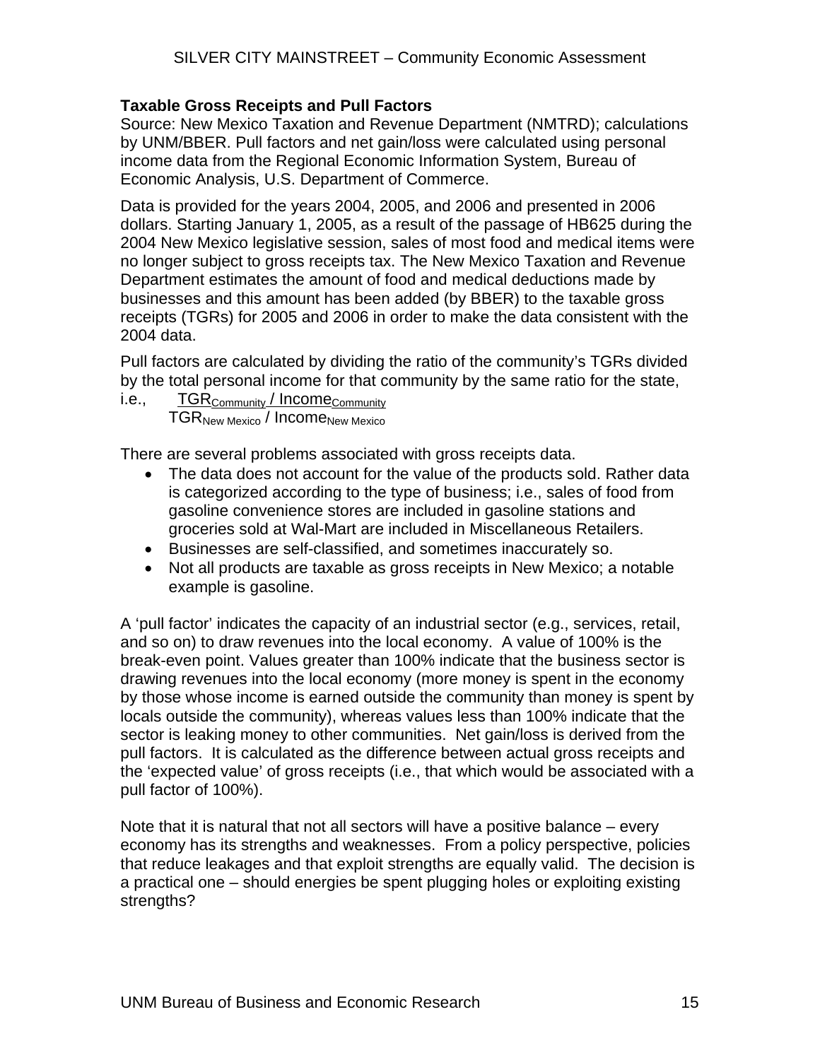**Taxable Gross Receipts and Pull Factors**

Source: New Mexico Taxation and Revenue Department (NMTRD); calculations by UNM/BBER. Pull factors and net gain/loss were calculated using personal income data from the Regional Economic Information System, Bureau of Economic Analysis, U.S. Department of Commerce.

Data is provided for the years 2004, 2005, and 2006 and presented in 2006 dollars. Starting January 1, 2005, as a result of the passage of HB625 during the 2004 New Mexico legislative session, sales of most food and medical items were no longer subject to gross receipts tax. The New Mexico Taxation and Revenue Department estimates the amount of food and medical deductions made by businesses and this amount has been added (by BBER) to the taxable gross receipts (TGRs) for 2005 and 2006 in order to make the data consistent with the 2004 data.

Pull factors are calculated by dividing the ratio of the community's TGRs divided by the total personal income for that community by the same ratio for the state, i.e.,

$$\frac{TGR_{Community} / Income_{Community}}{TGR_{New\ Mexico} / Income_{New\ Mexico}}$$

There are several problems associated with gross receipts data.

- The data does not account for the value of the products sold. Rather data is categorized according to the type of business; i.e., sales of food from gasoline convenience stores are included in gasoline stations and groceries sold at Wal-Mart are included in Miscellaneous Retailers.
- Businesses are self-classified, and sometimes inaccurately so.
- Not all products are taxable as gross receipts in New Mexico; a notable example is gasoline.

A 'pull factor' indicates the capacity of an industrial sector (e.g., services, retail, and so on) to draw revenues into the local economy. A value of 100% is the break-even point. Values greater than 100% indicate that the business sector is drawing revenues into the local economy (more money is spent in the economy by those whose income is earned outside the community than money is spent by locals outside the community), whereas values less than 100% indicate that the sector is leaking money to other communities. Net gain/loss is derived from the pull factors. It is calculated as the difference between actual gross receipts and the 'expected value' of gross receipts (i.e., that which would be associated with a pull factor of 100%).

Note that it is natural that not all sectors will have a positive balance – every economy has its strengths and weaknesses. From a policy perspective, policies that reduce leakages and that exploit strengths are equally valid. The decision is a practical one – should energies be spent plugging holes or exploiting existing strengths?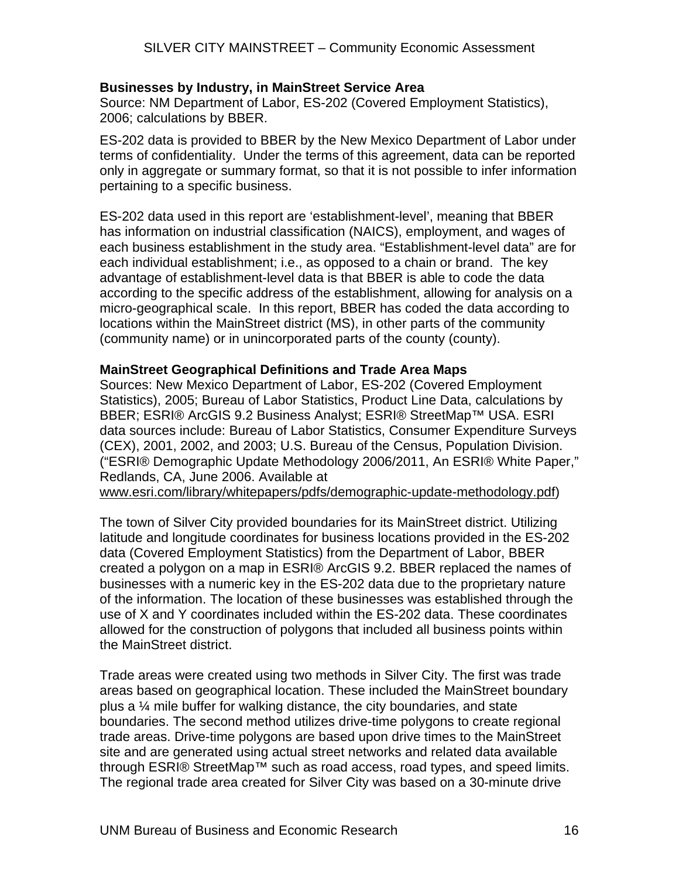**Businesses by Industry, in MainStreet Service Area**
Source: NM Department of Labor, ES-202 (Covered Employment Statistics), 2006; calculations by BBER.

ES-202 data is provided to BBER by the New Mexico Department of Labor under terms of confidentiality. Under the terms of this agreement, data can be reported only in aggregate or summary format, so that it is not possible to infer information pertaining to a specific business.

ES-202 data used in this report are 'establishment-level', meaning that BBER has information on industrial classification (NAICS), employment, and wages of each business establishment in the study area. "Establishment-level data" are for each individual establishment; i.e., as opposed to a chain or brand. The key advantage of establishment-level data is that BBER is able to code the data according to the specific address of the establishment, allowing for analysis on a micro-geographical scale. In this report, BBER has coded the data according to locations within the MainStreet district (MS), in other parts of the community (community name) or in unincorporated parts of the county (county).

**MainStreet Geographical Definitions and Trade Area Maps**
Sources: New Mexico Department of Labor, ES-202 (Covered Employment Statistics), 2005; Bureau of Labor Statistics, Product Line Data, calculations by BBER; ESRI® ArcGIS 9.2 Business Analyst; ESRI® StreetMap™ USA. ESRI data sources include: Bureau of Labor Statistics, Consumer Expenditure Surveys (CEX), 2001, 2002, and 2003; U.S. Bureau of the Census, Population Division. ("ESRI® Demographic Update Methodology 2006/2011, An ESRI® White Paper," Redlands, CA, June 2006. Available at www.esri.com/library/whitepapers/pdfs/demographic-update-methodology.pdf)

The town of Silver City provided boundaries for its MainStreet district. Utilizing latitude and longitude coordinates for business locations provided in the ES-202 data (Covered Employment Statistics) from the Department of Labor, BBER created a polygon on a map in ESRI® ArcGIS 9.2. BBER replaced the names of businesses with a numeric key in the ES-202 data due to the proprietary nature of the information. The location of these businesses was established through the use of X and Y coordinates included within the ES-202 data. These coordinates allowed for the construction of polygons that included all business points within the MainStreet district.

Trade areas were created using two methods in Silver City. The first was trade areas based on geographical location. These included the MainStreet boundary plus a ¼ mile buffer for walking distance, the city boundaries, and state boundaries. The second method utilizes drive-time polygons to create regional trade areas. Drive-time polygons are based upon drive times to the MainStreet site and are generated using actual street networks and related data available through ESRI® StreetMap™ such as road access, road types, and speed limits. The regional trade area created for Silver City was based on a 30-minute drive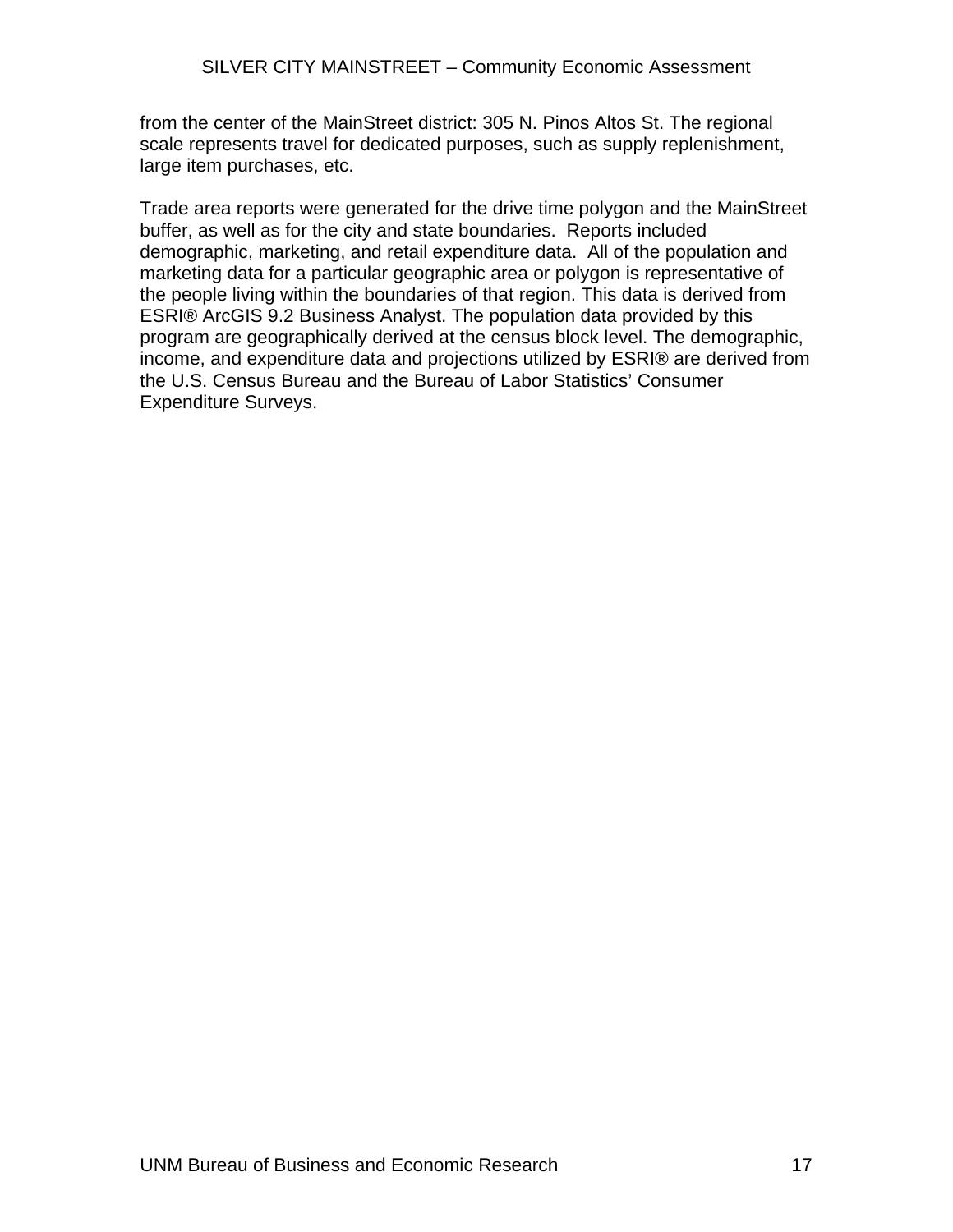from the center of the MainStreet district: 305 N. Pinos Altos St. The regional scale represents travel for dedicated purposes, such as supply replenishment, large item purchases, etc.

Trade area reports were generated for the drive time polygon and the MainStreet buffer, as well as for the city and state boundaries. Reports included demographic, marketing, and retail expenditure data. All of the population and marketing data for a particular geographic area or polygon is representative of the people living within the boundaries of that region. This data is derived from ESRI® ArcGIS 9.2 Business Analyst. The population data provided by this program are geographically derived at the census block level. The demographic, income, and expenditure data and projections utilized by ESRI® are derived from the U.S. Census Bureau and the Bureau of Labor Statistics' Consumer Expenditure Surveys.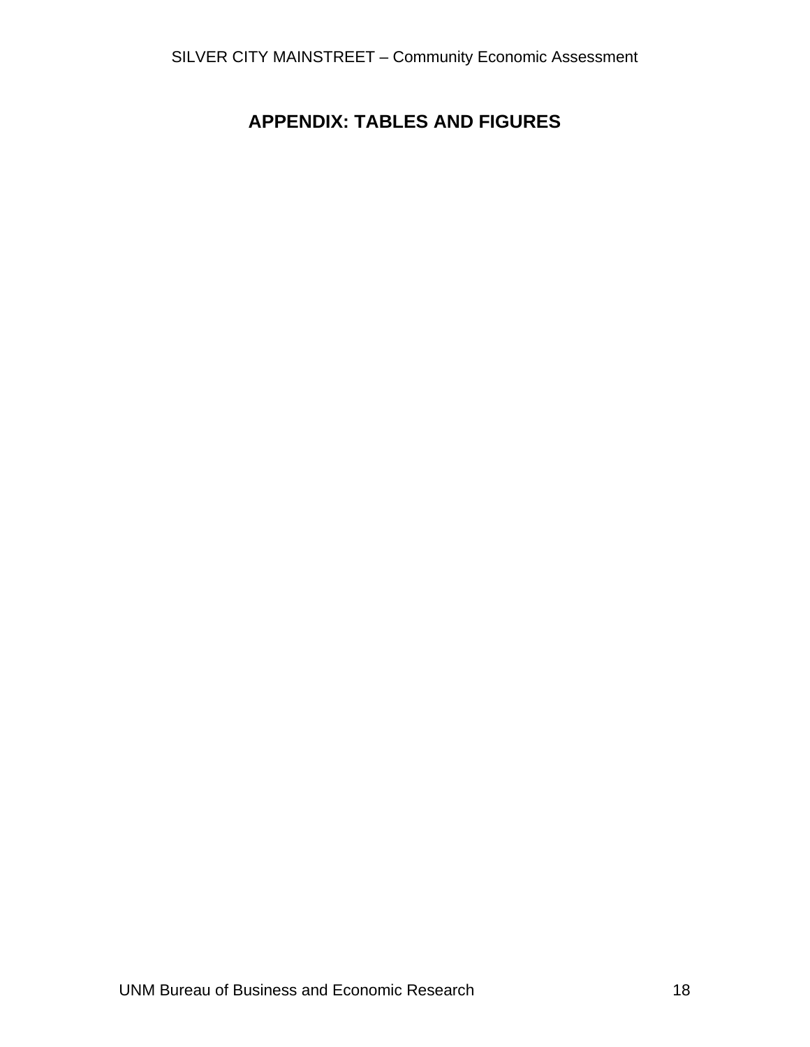# APPENDIX: TABLES AND FIGURES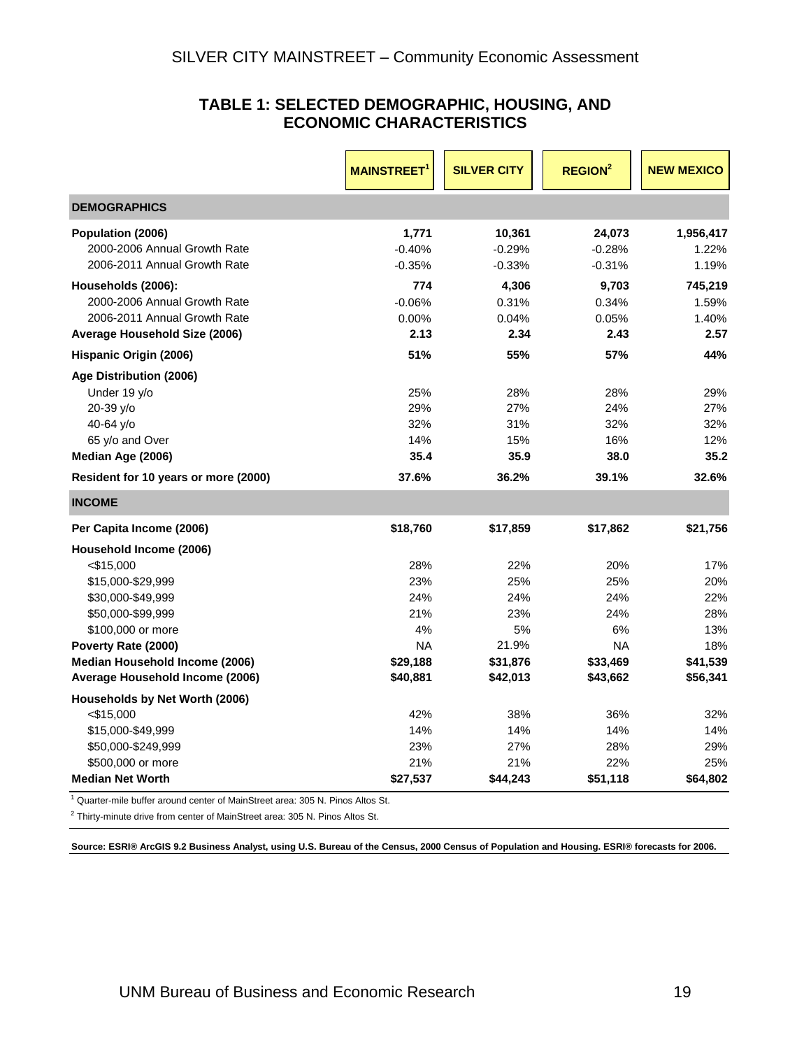## TABLE 1: SELECTED DEMOGRAPHIC, HOUSING, AND ECONOMIC CHARACTERISTICS

| | MAINSTREET[1] | SILVER CITY | REGION[2] | NEW MEXICO |
|---|---|---|---|---|
| **DEMOGRAPHICS** | | | | |
| **Population (2006)** | **1,771** | **10,361** | **24,073** | **1,956,417** |
| 2000-2006 Annual Growth Rate | -0.40% | -0.29% | -0.28% | 1.22% |
| 2006-2011 Annual Growth Rate | -0.35% | -0.33% | -0.31% | 1.19% |
| **Households (2006):** | **774** | **4,306** | **9,703** | **745,219** |
| 2000-2006 Annual Growth Rate | -0.06% | 0.31% | 0.34% | 1.59% |
| 2006-2011 Annual Growth Rate | 0.00% | 0.04% | 0.05% | 1.40% |
| **Average Household Size (2006)** | **2.13** | **2.34** | **2.43** | **2.57** |
| **Hispanic Origin (2006)** | **51%** | **55%** | **57%** | **44%** |
| **Age Distribution (2006)** | | | | |
| Under 19 y/o | 25% | 28% | 28% | 29% |
| 20-39 y/o | 29% | 27% | 24% | 27% |
| 40-64 y/o | 32% | 31% | 32% | 32% |
| 65 y/o and Over | 14% | 15% | 16% | 12% |
| **Median Age (2006)** | **35.4** | **35.9** | **38.0** | **35.2** |
| **Resident for 10 years or more (2000)** | **37.6%** | **36.2%** | **39.1%** | **32.6%** |
| **INCOME** | | | | |
| **Per Capita Income (2006)** | **$18,760** | **$17,859** | **$17,862** | **$21,756** |
| **Household Income (2006)** | | | | |
| <$15,000 | 28% | 22% | 20% | 17% |
| $15,000-$29,999 | 23% | 25% | 25% | 20% |
| $30,000-$49,999 | 24% | 24% | 24% | 22% |
| $50,000-$99,999 | 21% | 23% | 24% | 28% |
| $100,000 or more | 4% | 5% | 6% | 13% |
| **Poverty Rate (2000)** | NA | 21.9% | NA | 18% |
| **Median Household Income (2006)** | **$29,188** | **$31,876** | **$33,469** | **$41,539** |
| **Average Household Income (2006)** | **$40,881** | **$42,013** | **$43,662** | **$56,341** |
| **Households by Net Worth (2006)** | | | | |
| <$15,000 | 42% | 38% | 36% | 32% |
| $15,000-$49,999 | 14% | 14% | 14% | 14% |
| $50,000-$249,999 | 23% | 27% | 28% | 29% |
| $500,000 or more | 21% | 21% | 22% | 25% |
| **Median Net Worth** | **$27,537** | **$44,243** | **$51,118** | **$64,802** |

[1] Quarter-mile buffer around center of MainStreet area: 305 N. Pinos Altos St.

[2] Thirty-minute drive from center of MainStreet area: 305 N. Pinos Altos St.

**Source: ESRI® ArcGIS 9.2 Business Analyst, using U.S. Bureau of the Census, 2000 Census of Population and Housing. ESRI® forecasts for 2006.**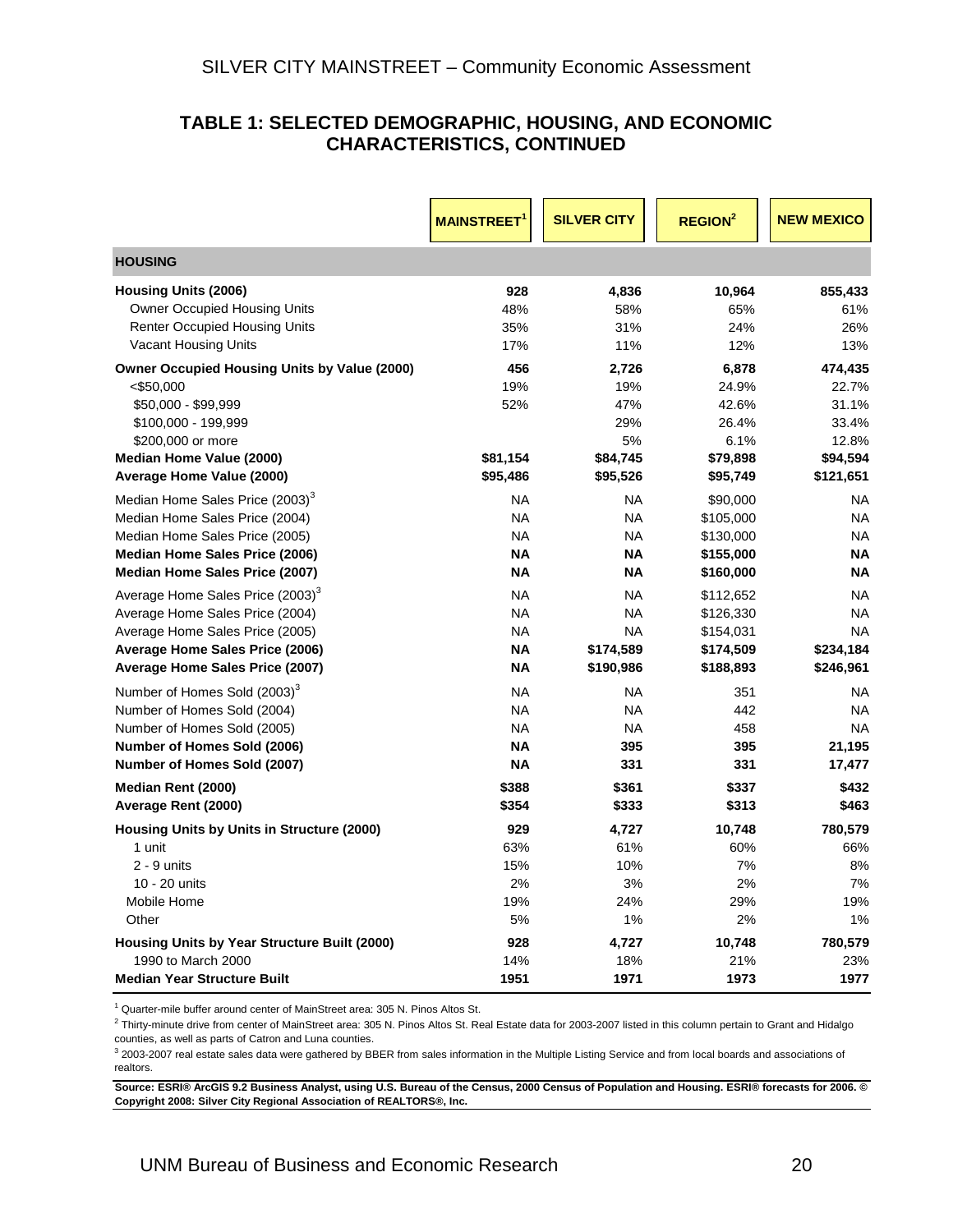## TABLE 1: SELECTED DEMOGRAPHIC, HOUSING, AND ECONOMIC CHARACTERISTICS, CONTINUED

| | MAINSTREET[1] | SILVER CITY | REGION[2] | NEW MEXICO |
|---|---|---|---|---|
| **HOUSING** | | | | |
| **Housing Units (2006)** | **928** | **4,836** | **10,964** | **855,433** |
| Owner Occupied Housing Units | 48% | 58% | 65% | 61% |
| Renter Occupied Housing Units | 35% | 31% | 24% | 26% |
| Vacant Housing Units | 17% | 11% | 12% | 13% |
| **Owner Occupied Housing Units by Value (2000)** | **456** | **2,726** | **6,878** | **474,435** |
| <$50,000 | 19% | 19% | 24.9% | 22.7% |
| $50,000 - $99,999 | 52% | 47% | 42.6% | 31.1% |
| $100,000 - 199,999 | | 29% | 26.4% | 33.4% |
| $200,000 or more | | 5% | 6.1% | 12.8% |
| **Median Home Value (2000)** | **$81,154** | **$84,745** | **$79,898** | **$94,594** |
| **Average Home Value (2000)** | **$95,486** | **$95,526** | **$95,749** | **$121,651** |
| Median Home Sales Price (2003)[3] | NA | NA | $90,000 | NA |
| Median Home Sales Price (2004) | NA | NA | $105,000 | NA |
| Median Home Sales Price (2005) | NA | NA | $130,000 | NA |
| **Median Home Sales Price (2006)** | **NA** | **NA** | **$155,000** | **NA** |
| **Median Home Sales Price (2007)** | **NA** | **NA** | **$160,000** | **NA** |
| Average Home Sales Price (2003)[3] | NA | NA | $112,652 | NA |
| Average Home Sales Price (2004) | NA | NA | $126,330 | NA |
| Average Home Sales Price (2005) | NA | NA | $154,031 | NA |
| **Average Home Sales Price (2006)** | **NA** | **$174,589** | **$174,509** | **$234,184** |
| **Average Home Sales Price (2007)** | **NA** | **$190,986** | **$188,893** | **$246,961** |
| Number of Homes Sold (2003)[3] | NA | NA | 351 | NA |
| Number of Homes Sold (2004) | NA | NA | 442 | NA |
| Number of Homes Sold (2005) | NA | NA | 458 | NA |
| **Number of Homes Sold (2006)** | **NA** | **395** | **395** | **21,195** |
| **Number of Homes Sold (2007)** | **NA** | **331** | **331** | **17,477** |
| **Median Rent (2000)** | **$388** | **$361** | **$337** | **$432** |
| **Average Rent (2000)** | **$354** | **$333** | **$313** | **$463** |
| **Housing Units by Units in Structure (2000)** | **929** | **4,727** | **10,748** | **780,579** |
| 1 unit | 63% | 61% | 60% | 66% |
| 2 - 9 units | 15% | 10% | 7% | 8% |
| 10 - 20 units | 2% | 3% | 2% | 7% |
| Mobile Home | 19% | 24% | 29% | 19% |
| Other | 5% | 1% | 2% | 1% |
| **Housing Units by Year Structure Built (2000)** | **928** | **4,727** | **10,748** | **780,579** |
| 1990 to March 2000 | 14% | 18% | 21% | 23% |
| **Median Year Structure Built** | **1951** | **1971** | **1973** | **1977** |

[1] Quarter-mile buffer around center of MainStreet area: 305 N. Pinos Altos St.

[2] Thirty-minute drive from center of MainStreet area: 305 N. Pinos Altos St. Real Estate data for 2003-2007 listed in this column pertain to Grant and Hidalgo counties, as well as parts of Catron and Luna counties.

[3] 2003-2007 real estate sales data were gathered by BBER from sales information in the Multiple Listing Service and from local boards and associations of realtors.

**Source: ESRI® ArcGIS 9.2 Business Analyst, using U.S. Bureau of the Census, 2000 Census of Population and Housing. ESRI® forecasts for 2006. © Copyright 2008: Silver City Regional Association of REALTORS®, Inc.**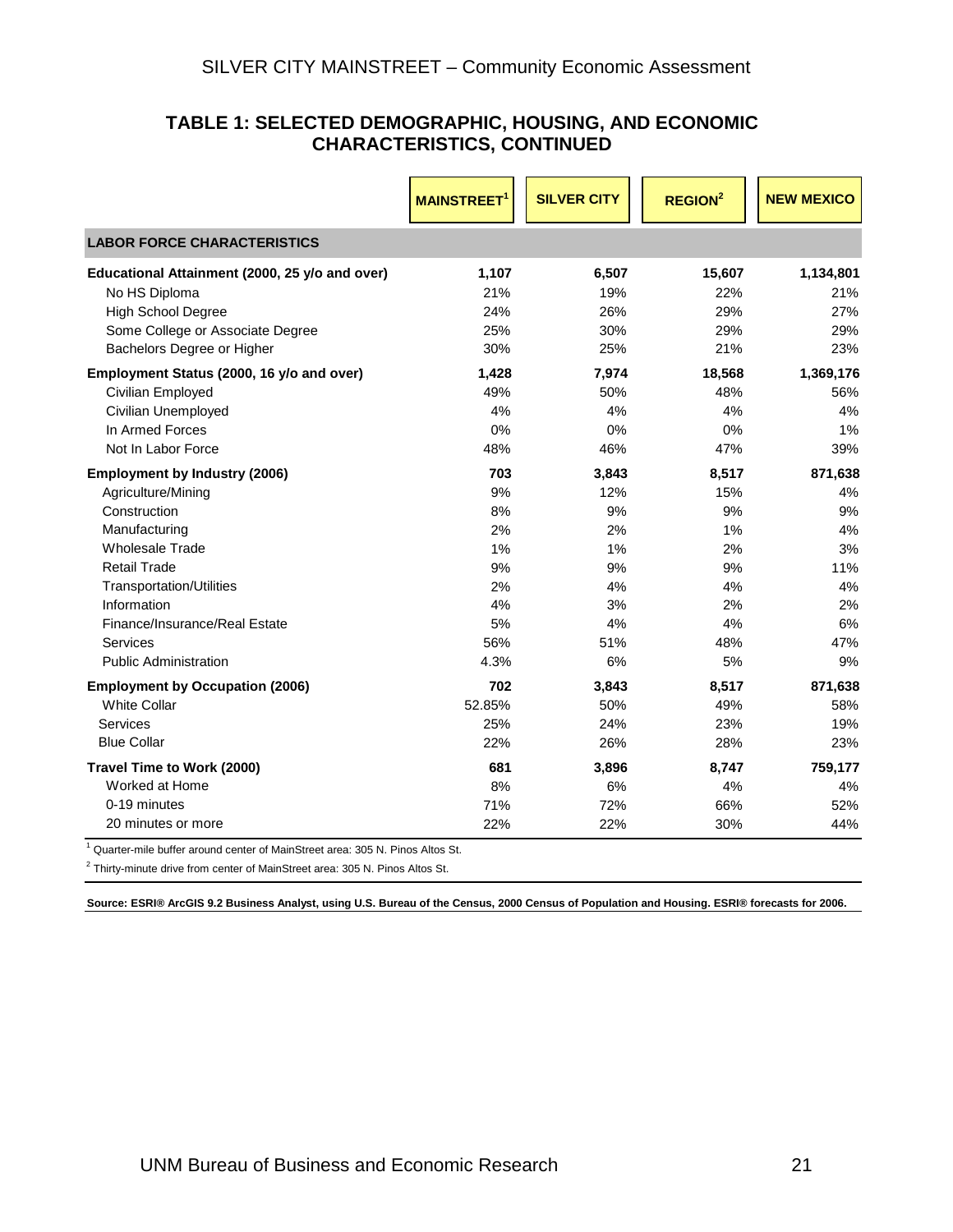## TABLE 1: SELECTED DEMOGRAPHIC, HOUSING, AND ECONOMIC CHARACTERISTICS, CONTINUED

| | MAINSTREET[1] | SILVER CITY | REGION[2] | NEW MEXICO |
|---|---|---|---|---|
| **LABOR FORCE CHARACTERISTICS** | | | | |
| **Educational Attainment (2000, 25 y/o and over)** | **1,107** | **6,507** | **15,607** | **1,134,801** |
| No HS Diploma | 21% | 19% | 22% | 21% |
| High School Degree | 24% | 26% | 29% | 27% |
| Some College or Associate Degree | 25% | 30% | 29% | 29% |
| Bachelors Degree or Higher | 30% | 25% | 21% | 23% |
| **Employment Status (2000, 16 y/o and over)** | **1,428** | **7,974** | **18,568** | **1,369,176** |
| Civilian Employed | 49% | 50% | 48% | 56% |
| Civilian Unemployed | 4% | 4% | 4% | 4% |
| In Armed Forces | 0% | 0% | 0% | 1% |
| Not In Labor Force | 48% | 46% | 47% | 39% |
| **Employment by Industry (2006)** | **703** | **3,843** | **8,517** | **871,638** |
| Agriculture/Mining | 9% | 12% | 15% | 4% |
| Construction | 8% | 9% | 9% | 9% |
| Manufacturing | 2% | 2% | 1% | 4% |
| Wholesale Trade | 1% | 1% | 2% | 3% |
| Retail Trade | 9% | 9% | 9% | 11% |
| Transportation/Utilities | 2% | 4% | 4% | 4% |
| Information | 4% | 3% | 2% | 2% |
| Finance/Insurance/Real Estate | 5% | 4% | 4% | 6% |
| Services | 56% | 51% | 48% | 47% |
| Public Administration | 4.3% | 6% | 5% | 9% |
| **Employment by Occupation (2006)** | **702** | **3,843** | **8,517** | **871,638** |
| White Collar | 52.85% | 50% | 49% | 58% |
| Services | 25% | 24% | 23% | 19% |
| Blue Collar | 22% | 26% | 28% | 23% |
| **Travel Time to Work (2000)** | **681** | **3,896** | **8,747** | **759,177** |
| Worked at Home | 8% | 6% | 4% | 4% |
| 0-19 minutes | 71% | 72% | 66% | 52% |
| 20 minutes or more | 22% | 22% | 30% | 44% |

[1] Quarter-mile buffer around center of MainStreet area: 305 N. Pinos Altos St.

[2] Thirty-minute drive from center of MainStreet area: 305 N. Pinos Altos St.

**Source: ESRI® ArcGIS 9.2 Business Analyst, using U.S. Bureau of the Census, 2000 Census of Population and Housing. ESRI® forecasts for 2006.**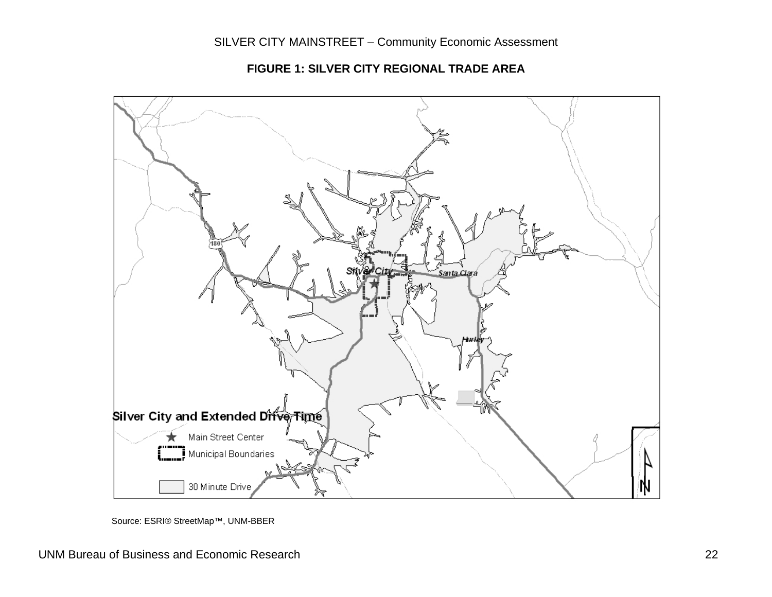**FIGURE 1: SILVER CITY REGIONAL TRADE AREA**

Silver City and Extended Drive Time

- Main Street Center
- Municipal Boundaries
- 30 Minute Drive

Source: ESRI® StreetMap™, UNM-BBER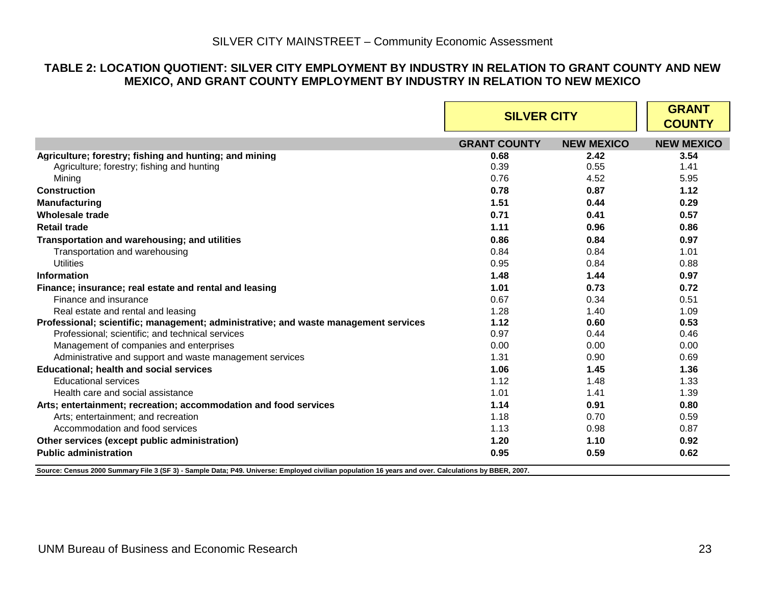**TABLE 2: LOCATION QUOTIENT: SILVER CITY EMPLOYMENT BY INDUSTRY IN RELATION TO GRANT COUNTY AND NEW MEXICO, AND GRANT COUNTY EMPLOYMENT BY INDUSTRY IN RELATION TO NEW MEXICO**

| | **SILVER CITY** | | **GRANT COUNTY** |
|---|---|---|---|
| | **GRANT COUNTY** | **NEW MEXICO** | **NEW MEXICO** |
| **Agriculture; forestry; fishing and hunting; and mining** | **0.68** | **2.42** | **3.54** |
| Agriculture; forestry; fishing and hunting | 0.39 | 0.55 | 1.41 |
| Mining | 0.76 | 4.52 | 5.95 |
| **Construction** | **0.78** | **0.87** | **1.12** |
| **Manufacturing** | **1.51** | **0.44** | **0.29** |
| **Wholesale trade** | **0.71** | **0.41** | **0.57** |
| **Retail trade** | **1.11** | **0.96** | **0.86** |
| **Transportation and warehousing; and utilities** | **0.86** | **0.84** | **0.97** |
| Transportation and warehousing | 0.84 | 0.84 | 1.01 |
| Utilities | 0.95 | 0.84 | 0.88 |
| **Information** | **1.48** | **1.44** | **0.97** |
| **Finance; insurance; real estate and rental and leasing** | **1.01** | **0.73** | **0.72** |
| Finance and insurance | 0.67 | 0.34 | 0.51 |
| Real estate and rental and leasing | 1.28 | 1.40 | 1.09 |
| **Professional; scientific; management; administrative; and waste management services** | **1.12** | **0.60** | **0.53** |
| Professional; scientific; and technical services | 0.97 | 0.44 | 0.46 |
| Management of companies and enterprises | 0.00 | 0.00 | 0.00 |
| Administrative and support and waste management services | 1.31 | 0.90 | 0.69 |
| **Educational; health and social services** | **1.06** | **1.45** | **1.36** |
| Educational services | 1.12 | 1.48 | 1.33 |
| Health care and social assistance | 1.01 | 1.41 | 1.39 |
| **Arts; entertainment; recreation; accommodation and food services** | **1.14** | **0.91** | **0.80** |
| Arts; entertainment; and recreation | 1.18 | 0.70 | 0.59 |
| Accommodation and food services | 1.13 | 0.98 | 0.87 |
| **Other services (except public administration)** | **1.20** | **1.10** | **0.92** |
| **Public administration** | **0.95** | **0.59** | **0.62** |

**Source: Census 2000 Summary File 3 (SF 3) - Sample Data; P49. Universe: Employed civilian population 16 years and over. Calculations by BBER, 2007.**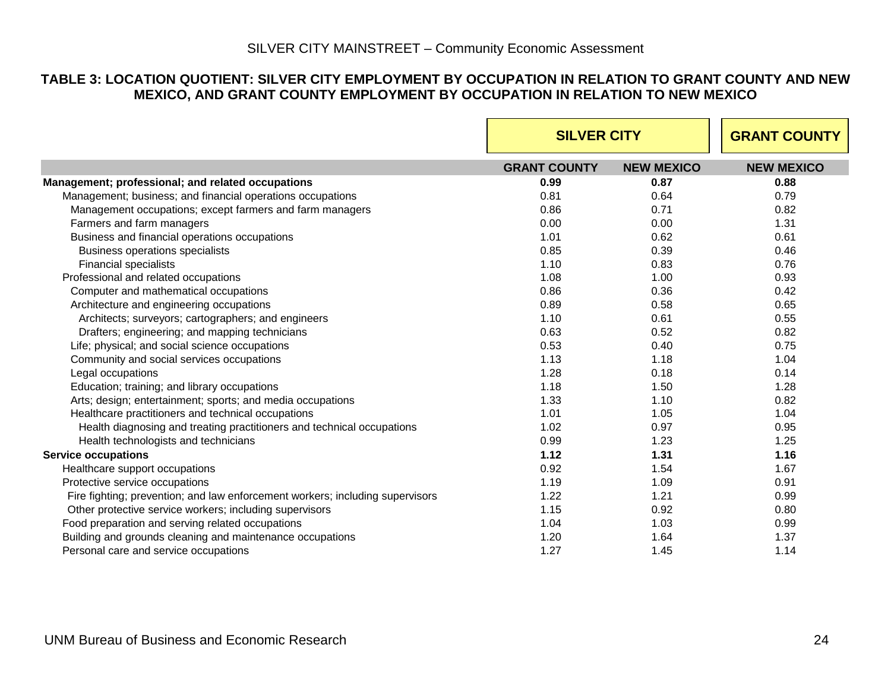## TABLE 3: LOCATION QUOTIENT: SILVER CITY EMPLOYMENT BY OCCUPATION IN RELATION TO GRANT COUNTY AND NEW MEXICO, AND GRANT COUNTY EMPLOYMENT BY OCCUPATION IN RELATION TO NEW MEXICO

| | SILVER CITY | | GRANT COUNTY |
|---|---|---|---|
| | GRANT COUNTY | NEW MEXICO | NEW MEXICO |
| **Management; professional; and related occupations** | **0.99** | **0.87** | **0.88** |
| Management; business; and financial operations occupations | 0.81 | 0.64 | 0.79 |
| Management occupations; except farmers and farm managers | 0.86 | 0.71 | 0.82 |
| Farmers and farm managers | 0.00 | 0.00 | 1.31 |
| Business and financial operations occupations | 1.01 | 0.62 | 0.61 |
| Business operations specialists | 0.85 | 0.39 | 0.46 |
| Financial specialists | 1.10 | 0.83 | 0.76 |
| Professional and related occupations | 1.08 | 1.00 | 0.93 |
| Computer and mathematical occupations | 0.86 | 0.36 | 0.42 |
| Architecture and engineering occupations | 0.89 | 0.58 | 0.65 |
| Architects; surveyors; cartographers; and engineers | 1.10 | 0.61 | 0.55 |
| Drafters; engineering; and mapping technicians | 0.63 | 0.52 | 0.82 |
| Life; physical; and social science occupations | 0.53 | 0.40 | 0.75 |
| Community and social services occupations | 1.13 | 1.18 | 1.04 |
| Legal occupations | 1.28 | 0.18 | 0.14 |
| Education; training; and library occupations | 1.18 | 1.50 | 1.28 |
| Arts; design; entertainment; sports; and media occupations | 1.33 | 1.10 | 0.82 |
| Healthcare practitioners and technical occupations | 1.01 | 1.05 | 1.04 |
| Health diagnosing and treating practitioners and technical occupations | 1.02 | 0.97 | 0.95 |
| Health technologists and technicians | 0.99 | 1.23 | 1.25 |
| **Service occupations** | **1.12** | **1.31** | **1.16** |
| Healthcare support occupations | 0.92 | 1.54 | 1.67 |
| Protective service occupations | 1.19 | 1.09 | 0.91 |
| Fire fighting; prevention; and law enforcement workers; including supervisors | 1.22 | 1.21 | 0.99 |
| Other protective service workers; including supervisors | 1.15 | 0.92 | 0.80 |
| Food preparation and serving related occupations | 1.04 | 1.03 | 0.99 |
| Building and grounds cleaning and maintenance occupations | 1.20 | 1.64 | 1.37 |
| Personal care and service occupations | 1.27 | 1.45 | 1.14 |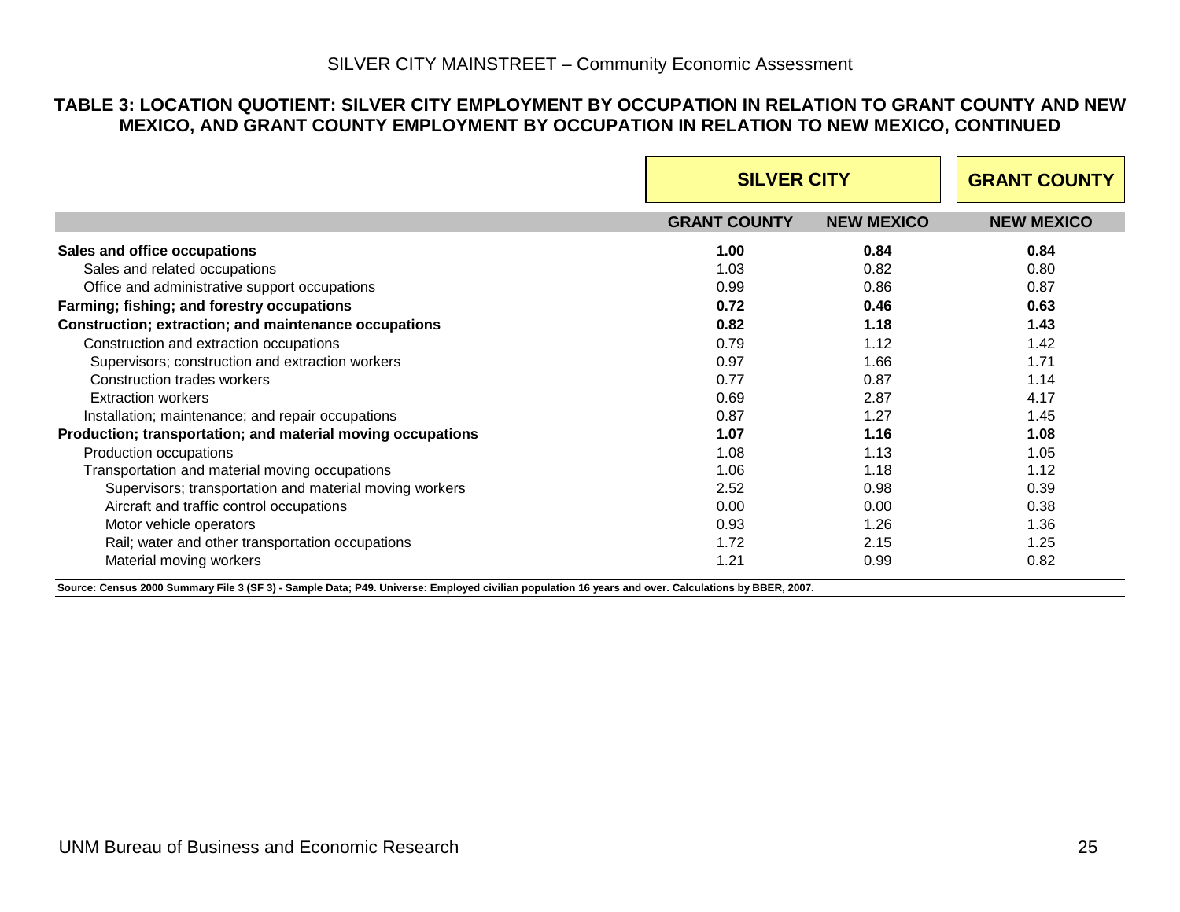SILVER CITY MAINSTREET – Community Economic Assessment

**TABLE 3: LOCATION QUOTIENT: SILVER CITY EMPLOYMENT BY OCCUPATION IN RELATION TO GRANT COUNTY AND NEW MEXICO, AND GRANT COUNTY EMPLOYMENT BY OCCUPATION IN RELATION TO NEW MEXICO, CONTINUED**

| | SILVER CITY | | GRANT COUNTY |
|---|---|---|---|
| | GRANT COUNTY | NEW MEXICO | NEW MEXICO |
| **Sales and office occupations** | **1.00** | **0.84** | **0.84** |
| Sales and related occupations | 1.03 | 0.82 | 0.80 |
| Office and administrative support occupations | 0.99 | 0.86 | 0.87 |
| **Farming; fishing; and forestry occupations** | **0.72** | **0.46** | **0.63** |
| **Construction; extraction; and maintenance occupations** | **0.82** | **1.18** | **1.43** |
| Construction and extraction occupations | 0.79 | 1.12 | 1.42 |
| Supervisors; construction and extraction workers | 0.97 | 1.66 | 1.71 |
| Construction trades workers | 0.77 | 0.87 | 1.14 |
| Extraction workers | 0.69 | 2.87 | 4.17 |
| Installation; maintenance; and repair occupations | 0.87 | 1.27 | 1.45 |
| **Production; transportation; and material moving occupations** | **1.07** | **1.16** | **1.08** |
| Production occupations | 1.08 | 1.13 | 1.05 |
| Transportation and material moving occupations | 1.06 | 1.18 | 1.12 |
| Supervisors; transportation and material moving workers | 2.52 | 0.98 | 0.39 |
| Aircraft and traffic control occupations | 0.00 | 0.00 | 0.38 |
| Motor vehicle operators | 0.93 | 1.26 | 1.36 |
| Rail; water and other transportation occupations | 1.72 | 2.15 | 1.25 |
| Material moving workers | 1.21 | 0.99 | 0.82 |

**Source: Census 2000 Summary File 3 (SF 3) - Sample Data; P49. Universe: Employed civilian population 16 years and over. Calculations by BBER, 2007.**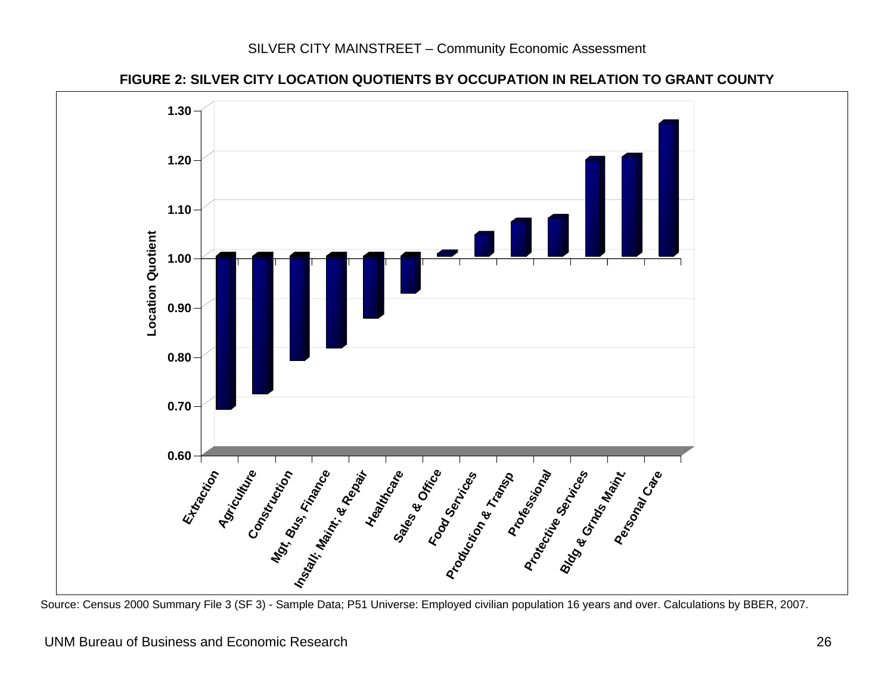**FIGURE 2: SILVER CITY LOCATION QUOTIENTS BY OCCUPATION IN RELATION TO GRANT COUNTY**

Location Quotient

1.30
1.20
1.10
1.00
0.90
0.80
0.70
0.60

Extraction, Agriculture, Construction, Mgt, Bus, Finance, Install; Maint; & Repair, Healthcare, Sales & Office, Food Services, Production & Transp, Professional, Protective Services, Bldg & Grnds Maint., Personal Care

Source: Census 2000 Summary File 3 (SF 3) - Sample Data; P51 Universe: Employed civilian population 16 years and over. Calculations by BBER, 2007.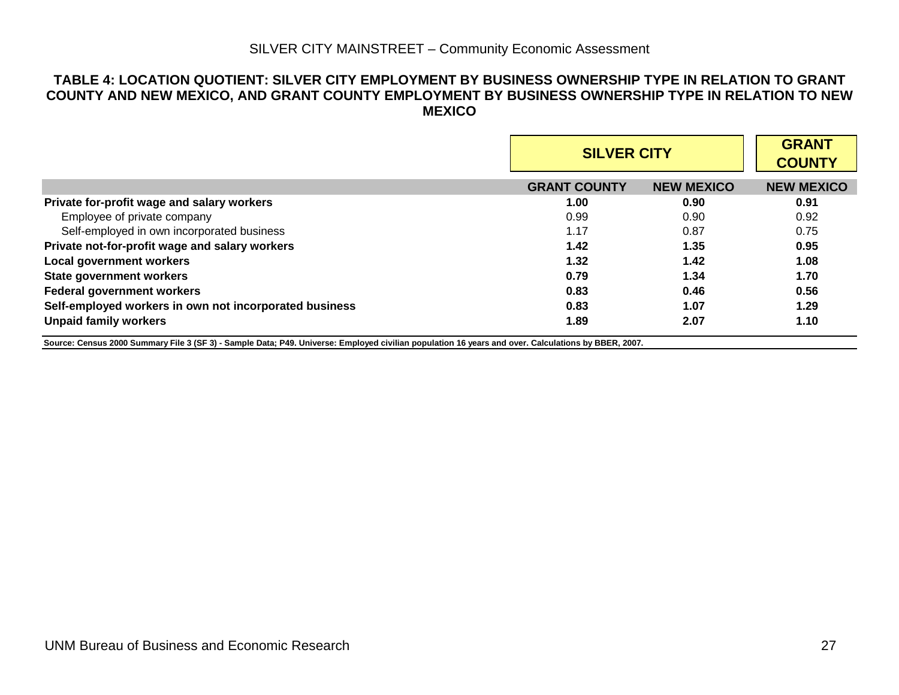### TABLE 4: LOCATION QUOTIENT: SILVER CITY EMPLOYMENT BY BUSINESS OWNERSHIP TYPE IN RELATION TO GRANT COUNTY AND NEW MEXICO, AND GRANT COUNTY EMPLOYMENT BY BUSINESS OWNERSHIP TYPE IN RELATION TO NEW MEXICO

| | SILVER CITY | | GRANT COUNTY |
|---|---|---|---|
| | GRANT COUNTY | NEW MEXICO | NEW MEXICO |
| **Private for-profit wage and salary workers** | **1.00** | **0.90** | **0.91** |
| Employee of private company | 0.99 | 0.90 | 0.92 |
| Self-employed in own incorporated business | 1.17 | 0.87 | 0.75 |
| **Private not-for-profit wage and salary workers** | **1.42** | **1.35** | **0.95** |
| **Local government workers** | **1.32** | **1.42** | **1.08** |
| **State government workers** | **0.79** | **1.34** | **1.70** |
| **Federal government workers** | **0.83** | **0.46** | **0.56** |
| **Self-employed workers in own not incorporated business** | **0.83** | **1.07** | **1.29** |
| **Unpaid family workers** | **1.89** | **2.07** | **1.10** |

**Source: Census 2000 Summary File 3 (SF 3) - Sample Data; P49. Universe: Employed civilian population 16 years and over. Calculations by BBER, 2007.**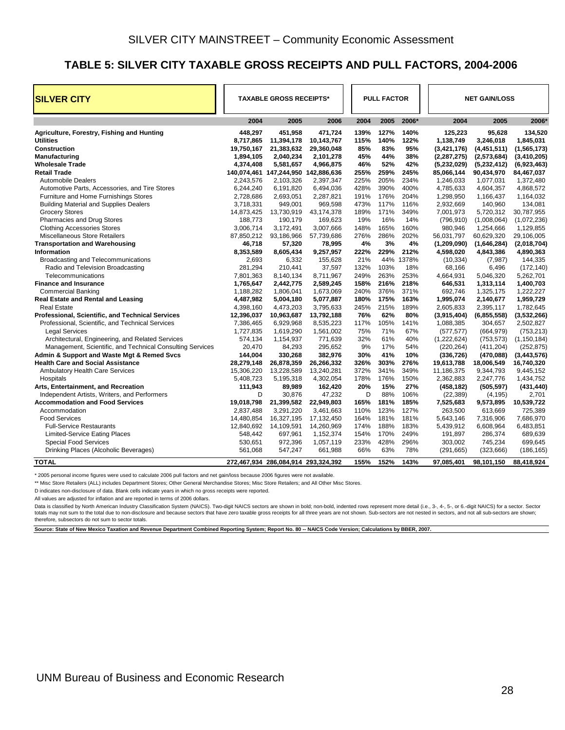## TABLE 5: SILVER CITY TAXABLE GROSS RECEIPTS AND PULL FACTORS, 2004-2006

| SILVER CITY | TAXABLE GROSS RECEIPTS* | | | PULL FACTOR | | | NET GAIN/LOSS | | |
|---|---|---|---|---|---|---|---|---|---|
| | 2004 | 2005 | 2006 | 2004 | 2005 | 2006* | 2004 | 2005 | 2006* |
| **Agriculture, Forestry, Fishing and Hunting** | **448,297** | **451,958** | **471,724** | **139%** | **127%** | **140%** | **125,223** | **95,628** | **134,520** |
| **Utilities** | **8,717,865** | **11,394,178** | **10,143,767** | **115%** | **140%** | **122%** | **1,138,749** | **3,246,018** | **1,845,031** |
| **Construction** | **19,750,167** | **21,383,632** | **29,360,048** | **85%** | **83%** | **95%** | **(3,421,176)** | **(4,451,511)** | **(1,565,173)** |
| **Manufacturing** | **1,894,105** | **2,040,234** | **2,101,278** | **45%** | **44%** | **38%** | **(2,287,275)** | **(2,573,684)** | **(3,410,205)** |
| **Wholesale Trade** | **4,374,408** | **5,581,657** | **4,966,875** | **46%** | **52%** | **42%** | **(5,232,029)** | **(5,232,412)** | **(6,923,463)** |
| **Retail Trade** | **140,074,461** | **147,244,950** | **142,886,636** | **255%** | **259%** | **245%** | **85,066,144** | **90,434,970** | **84,467,037** |
| Automobile Dealers | 2,243,576 | 2,103,326 | 2,397,347 | 225% | 205% | 234% | 1,246,033 | 1,077,031 | 1,372,480 |
| Automotive Parts, Accessories, and Tire Stores | 6,244,240 | 6,191,820 | 6,494,036 | 428% | 390% | 400% | 4,785,633 | 4,604,357 | 4,868,572 |
| Furniture and Home Furnishings Stores | 2,728,686 | 2,693,051 | 2,287,821 | 191% | 176% | 204% | 1,298,950 | 1,166,437 | 1,164,032 |
| Building Material and Supplies Dealers | 3,718,331 | 949,001 | 969,598 | 473% | 117% | 116% | 2,932,669 | 140,960 | 134,081 |
| Grocery Stores | 14,873,425 | 13,730,919 | 43,174,378 | 189% | 171% | 349% | 7,001,973 | 5,720,312 | 30,787,955 |
| Pharmacies and Drug Stores | 188,773 | 190,179 | 169,623 | 19% | 16% | 14% | (796,910) | (1,008,064) | (1,072,236) |
| Clothing Accessories Stores | 3,006,714 | 3,172,491 | 3,007,666 | 148% | 165% | 160% | 980,946 | 1,254,666 | 1,129,855 |
| Miscellaneous Store Retailers | 87,850,212 | 93,186,966 | 57,739,686 | 276% | 286% | 202% | 56,031,797 | 60,629,320 | 29,106,005 |
| **Transportation and Warehousing** | **46,718** | **57,320** | **78,995** | **4%** | **3%** | **4%** | **(1,209,090)** | **(1,646,284)** | **(2,018,704)** |
| **Information** | **8,353,589** | **8,605,434** | **9,257,957** | **222%** | **229%** | **212%** | **4,598,020** | **4,843,386** | **4,890,363** |
| Broadcasting and Telecommunications | 2,693 | 6,332 | 155,628 | 21% | 44% | 1378% | (10,334) | (7,987) | 144,335 |
| Radio and Television Broadcasting | 281,294 | 210,441 | 37,597 | 132% | 103% | 18% | 68,166 | 6,496 | (172,140) |
| Telecommunications | 7,801,363 | 8,140,134 | 8,711,967 | 249% | 263% | 253% | 4,664,931 | 5,046,320 | 5,262,701 |
| **Finance and Insurance** | **1,765,647** | **2,442,775** | **2,589,245** | **158%** | **216%** | **218%** | **646,531** | **1,313,114** | **1,400,703** |
| Commercial Banking | 1,188,282 | 1,806,041 | 1,673,069 | 240% | 376% | 371% | 692,746 | 1,325,175 | 1,222,227 |
| **Real Estate and Rental and Leasing** | **4,487,982** | **5,004,180** | **5,077,887** | **180%** | **175%** | **163%** | **1,995,074** | **2,140,677** | **1,959,729** |
| Real Estate | 4,398,160 | 4,473,203 | 3,795,633 | 245% | 215% | 189% | 2,605,833 | 2,395,117 | 1,782,645 |
| **Professional, Scientific, and Technical Services** | **12,396,037** | **10,963,687** | **13,792,188** | **76%** | **62%** | **80%** | **(3,915,404)** | **(6,855,558)** | **(3,532,266)** |
| Professional, Scientific, and Technical Services | 7,386,465 | 6,929,968 | 8,535,223 | 117% | 105% | 141% | 1,088,385 | 304,657 | 2,502,827 |
| Legal Services | 1,727,835 | 1,619,290 | 1,561,002 | 75% | 71% | 67% | (577,577) | (664,979) | (753,213) |
| Architectural, Engineering, and Related Services | 574,134 | 1,154,937 | 771,639 | 32% | 61% | 40% | (1,222,624) | (753,573) | (1,150,184) |
| Management, Scientific, and Technical Consulting Services | 20,470 | 84,293 | 295,652 | 9% | 17% | 54% | (220,264) | (411,204) | (252,875) |
| **Admin & Support and Waste Mgt & Remed Svcs** | **144,004** | **330,268** | **382,976** | **30%** | **41%** | **10%** | **(336,726)** | **(470,088)** | **(3,443,576)** |
| **Health Care and Social Assistance** | **28,279,148** | **26,878,359** | **26,266,332** | **326%** | **303%** | **276%** | **19,613,788** | **18,006,549** | **16,740,320** |
| Ambulatory Health Care Services | 15,306,220 | 13,228,589 | 13,240,281 | 372% | 341% | 349% | 11,186,375 | 9,344,793 | 9,445,152 |
| Hospitals | 5,408,723 | 5,195,318 | 4,302,054 | 178% | 176% | 150% | 2,362,883 | 2,247,776 | 1,434,752 |
| **Arts, Entertainment, and Recreation** | **111,943** | **89,989** | **162,420** | **20%** | **15%** | **27%** | **(458,182)** | **(505,597)** | **(431,440)** |
| Independent Artists, Writers, and Performers | D | 30,876 | 47,232 | D | 88% | 106% | (22,389) | (4,195) | 2,701 |
| **Accommodation and Food Services** | **19,018,798** | **21,399,582** | **22,949,803** | **165%** | **181%** | **185%** | **7,525,683** | **9,573,895** | **10,539,722** |
| Accommodation | 2,837,488 | 3,291,220 | 3,461,663 | 110% | 123% | 127% | 263,500 | 613,669 | 725,389 |
| Food Services | 14,480,854 | 16,327,195 | 17,132,450 | 164% | 181% | 181% | 5,643,146 | 7,316,906 | 7,686,970 |
| Full-Service Restaurants | 12,840,692 | 14,109,591 | 14,260,969 | 174% | 188% | 183% | 5,439,912 | 6,608,964 | 6,483,851 |
| Limited-Service Eating Places | 548,442 | 697,961 | 1,152,374 | 154% | 170% | 249% | 191,897 | 286,374 | 689,639 |
| Special Food Services | 530,651 | 972,396 | 1,057,119 | 233% | 428% | 296% | 303,002 | 745,234 | 699,645 |
| Drinking Places (Alcoholic Beverages) | 561,068 | 547,247 | 661,988 | 66% | 63% | 78% | (291,665) | (323,666) | (186,165) |
| **TOTAL** | **272,467,934** | **286,084,914** | **293,324,392** | **155%** | **152%** | **143%** | **97,085,401** | **98,101,150** | **88,418,924** |

\* 2005 personal income figures were used to calculate 2006 pull factors and net gain/loss because 2006 figures were not available.

\*\* Misc Store Retailers (ALL) includes Department Stores; Other General Merchandise Stores; Misc Store Retailers; and All Other Misc Stores.

D indicates non-disclosure of data. Blank cells indicate years in which no gross receipts were reported.

All values are adjusted for inflation and are reported in terms of 2006 dollars.

Data is classified by North American Industry Classification System (NAICS). Two-digit NAICS sectors are shown in bold; non-bold, indented rows represent more detail (i.e., 3-, 4-, 5-, or 6.-digit NAICS) for a sector. Sector totals may not sum to the total due to non-disclosure and because sectors that have zero taxable gross receipts for all three years are not shown. Sub-sectors are not nested in sectors, and not all sub-sectors are shown; therefore, subsectors do not sum to sector totals.

**Source: State of New Mexico Taxation and Revenue Department Combined Reporting System; Report No. 80 -- NAICS Code Version; Calculations by BBER, 2007.**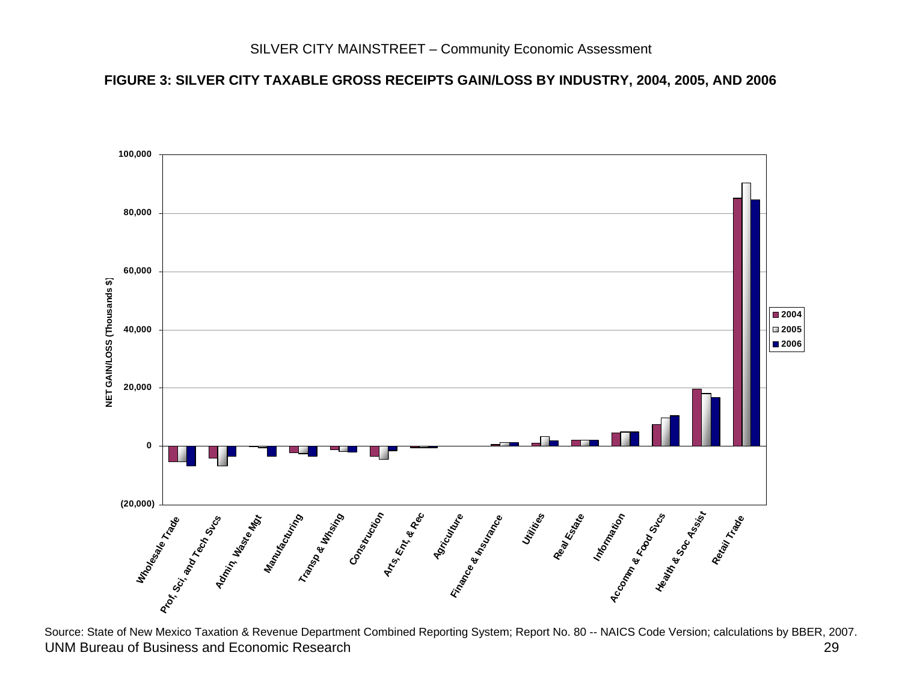**FIGURE 3: SILVER CITY TAXABLE GROSS RECEIPTS GAIN/LOSS BY INDUSTRY, 2004, 2005, AND 2006**

Source: State of New Mexico Taxation & Revenue Department Combined Reporting System; Report No. 80 -- NAICS Code Version; calculations by BBER, 2007.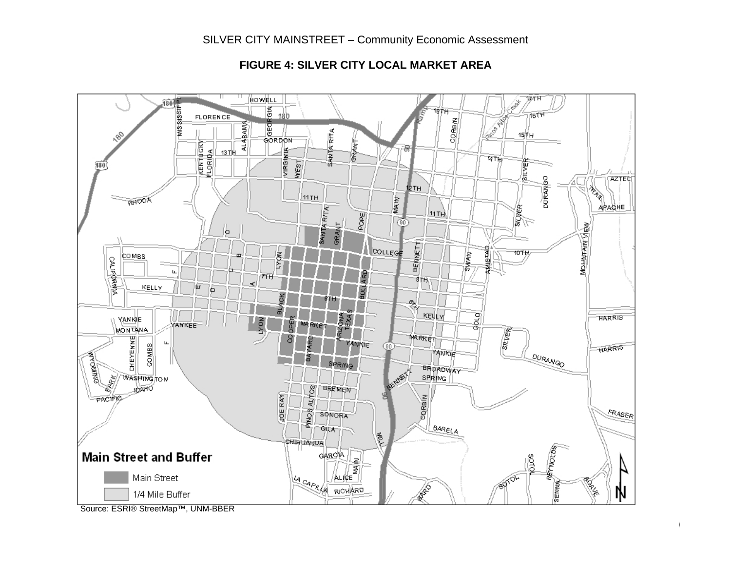## FIGURE 4: SILVER CITY LOCAL MARKET AREA

**Main Street and Buffer**

- Main Street
- 1/4 Mile Buffer

Source: ESRI® StreetMap™, UNM-BBER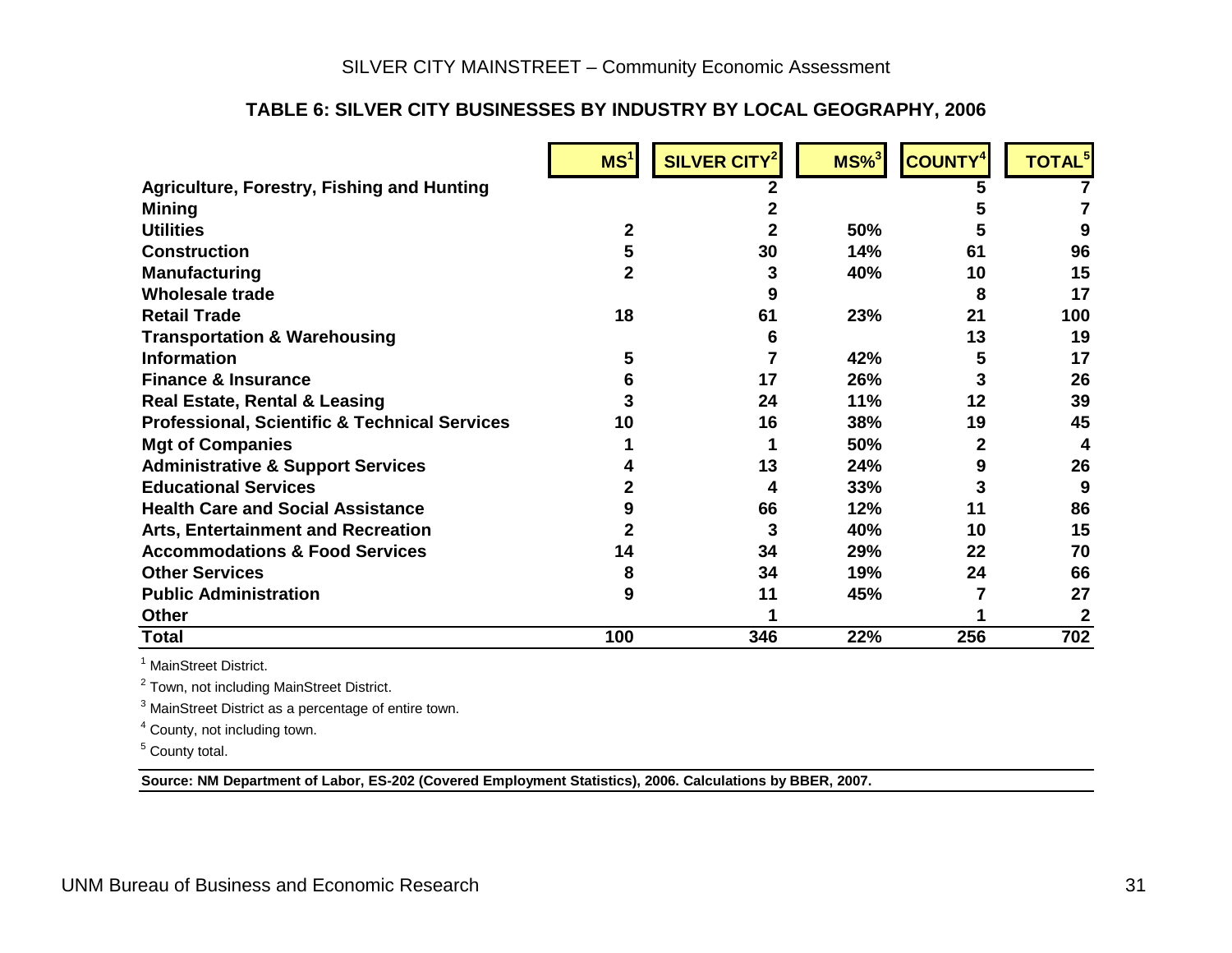## TABLE 6: SILVER CITY BUSINESSES BY INDUSTRY BY LOCAL GEOGRAPHY, 2006

| | MS[1] | SILVER CITY[2] | MS%[3] | COUNTY[4] | TOTAL[5] |
|---|---|---|---|---|---|
| **Agriculture, Forestry, Fishing and Hunting** | | 2 | | 5 | 7 |
| **Mining** | | 2 | | 5 | 7 |
| **Utilities** | 2 | 2 | 50% | 5 | 9 |
| **Construction** | 5 | 30 | 14% | 61 | 96 |
| **Manufacturing** | 2 | 3 | 40% | 10 | 15 |
| **Wholesale trade** | | 9 | | 8 | 17 |
| **Retail Trade** | 18 | 61 | 23% | 21 | 100 |
| **Transportation & Warehousing** | | 6 | | 13 | 19 |
| **Information** | 5 | 7 | 42% | 5 | 17 |
| **Finance & Insurance** | 6 | 17 | 26% | 3 | 26 |
| **Real Estate, Rental & Leasing** | 3 | 24 | 11% | 12 | 39 |
| **Professional, Scientific & Technical Services** | 10 | 16 | 38% | 19 | 45 |
| **Mgt of Companies** | 1 | 1 | 50% | 2 | 4 |
| **Administrative & Support Services** | 4 | 13 | 24% | 9 | 26 |
| **Educational Services** | 2 | 4 | 33% | 3 | 9 |
| **Health Care and Social Assistance** | 9 | 66 | 12% | 11 | 86 |
| **Arts, Entertainment and Recreation** | 2 | 3 | 40% | 10 | 15 |
| **Accommodations & Food Services** | 14 | 34 | 29% | 22 | 70 |
| **Other Services** | 8 | 34 | 19% | 24 | 66 |
| **Public Administration** | 9 | 11 | 45% | 7 | 27 |
| **Other** | | 1 | | 1 | 2 |
| **Total** | **100** | **346** | **22%** | **256** | **702** |

[1] MainStreet District.

[2] Town, not including MainStreet District.

[3] MainStreet District as a percentage of entire town.

[4] County, not including town.

[5] County total.

**Source: NM Department of Labor, ES-202 (Covered Employment Statistics), 2006. Calculations by BBER, 2007.**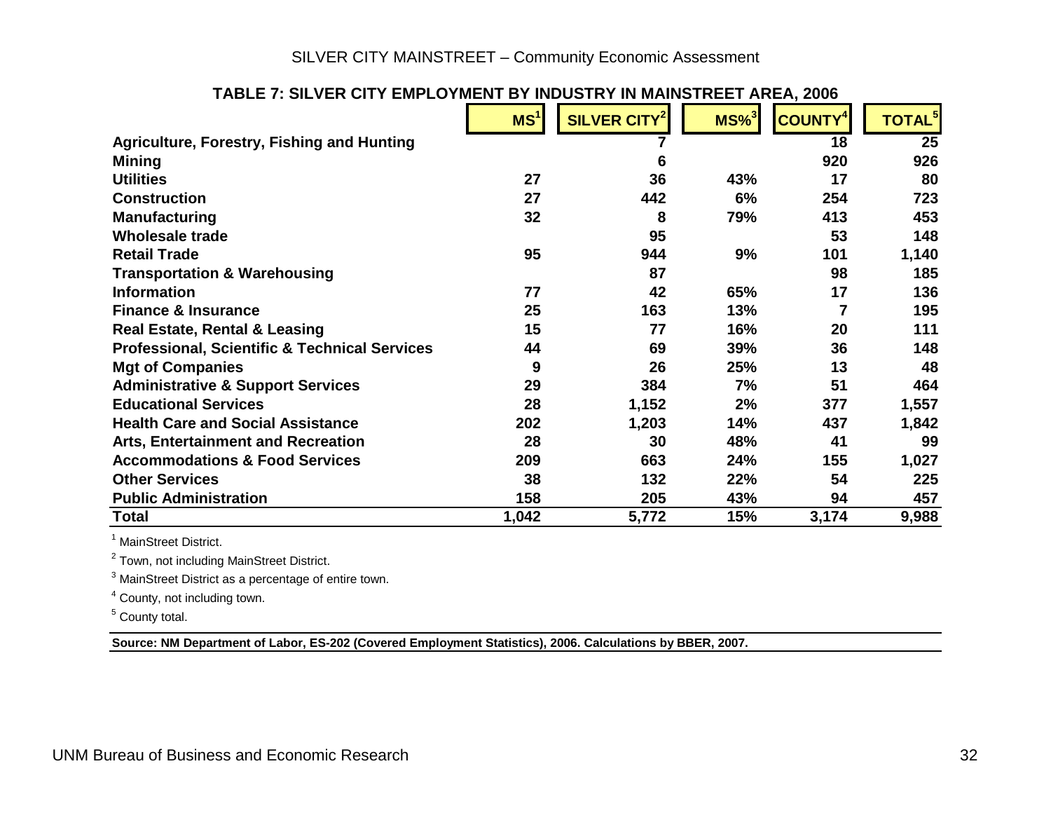## TABLE 7: SILVER CITY EMPLOYMENT BY INDUSTRY IN MAINSTREET AREA, 2006

| | MS[1] | SILVER CITY[2] | MS%[3] | COUNTY[4] | TOTAL[5] |
|---|---|---|---|---|---|
| **Agriculture, Forestry, Fishing and Hunting** | | 7 | | 18 | 25 |
| **Mining** | | 6 | | 920 | 926 |
| **Utilities** | 27 | 36 | 43% | 17 | 80 |
| **Construction** | 27 | 442 | 6% | 254 | 723 |
| **Manufacturing** | 32 | 8 | 79% | 413 | 453 |
| **Wholesale trade** | | 95 | | 53 | 148 |
| **Retail Trade** | 95 | 944 | 9% | 101 | 1,140 |
| **Transportation & Warehousing** | | 87 | | 98 | 185 |
| **Information** | 77 | 42 | 65% | 17 | 136 |
| **Finance & Insurance** | 25 | 163 | 13% | 7 | 195 |
| **Real Estate, Rental & Leasing** | 15 | 77 | 16% | 20 | 111 |
| **Professional, Scientific & Technical Services** | 44 | 69 | 39% | 36 | 148 |
| **Mgt of Companies** | 9 | 26 | 25% | 13 | 48 |
| **Administrative & Support Services** | 29 | 384 | 7% | 51 | 464 |
| **Educational Services** | 28 | 1,152 | 2% | 377 | 1,557 |
| **Health Care and Social Assistance** | 202 | 1,203 | 14% | 437 | 1,842 |
| **Arts, Entertainment and Recreation** | 28 | 30 | 48% | 41 | 99 |
| **Accommodations & Food Services** | 209 | 663 | 24% | 155 | 1,027 |
| **Other Services** | 38 | 132 | 22% | 54 | 225 |
| **Public Administration** | 158 | 205 | 43% | 94 | 457 |
| **Total** | 1,042 | 5,772 | 15% | 3,174 | 9,988 |

[1] MainStreet District.

[2] Town, not including MainStreet District.

[3] MainStreet District as a percentage of entire town.

[4] County, not including town.

[5] County total.

**Source: NM Department of Labor, ES-202 (Covered Employment Statistics), 2006. Calculations by BBER, 2007.**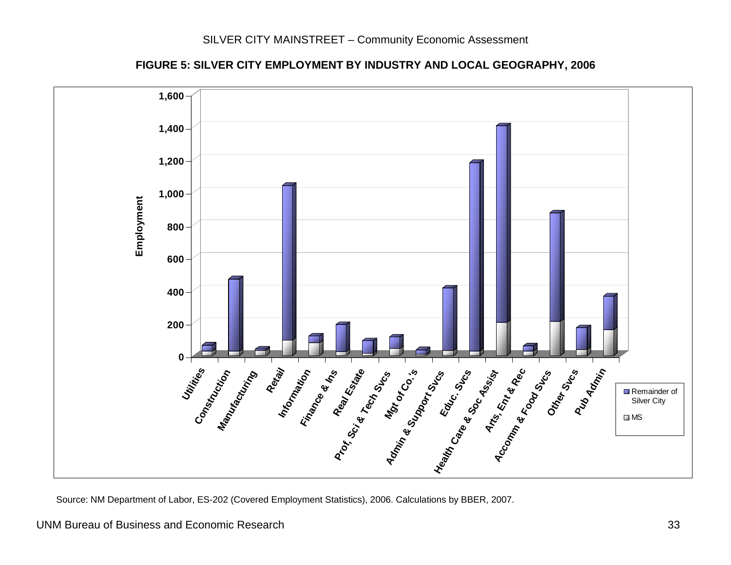**FIGURE 5: SILVER CITY EMPLOYMENT BY INDUSTRY AND LOCAL GEOGRAPHY, 2006**

Source: NM Department of Labor, ES-202 (Covered Employment Statistics), 2006. Calculations by BBER, 2007.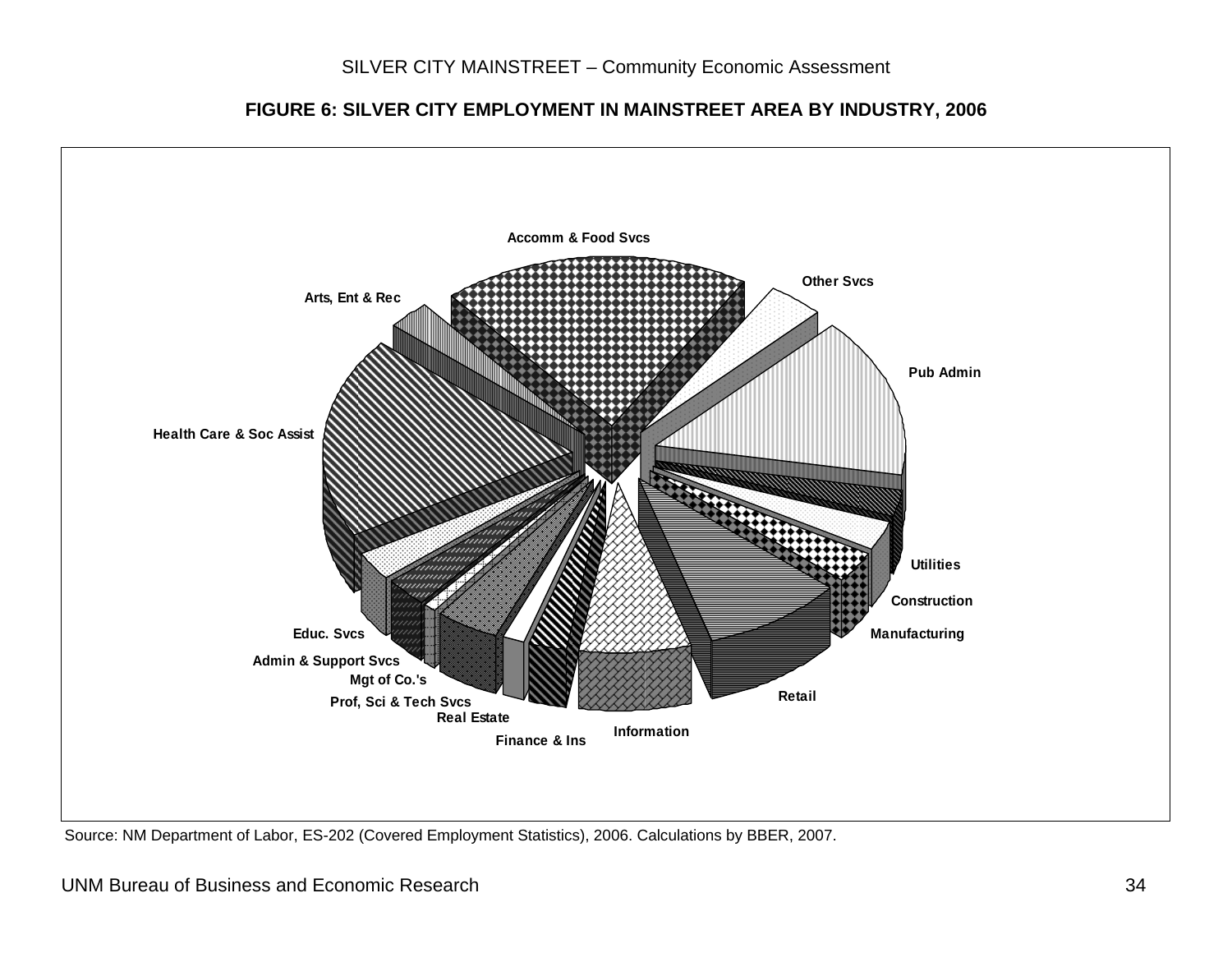**FIGURE 6: SILVER CITY EMPLOYMENT IN MAINSTREET AREA BY INDUSTRY, 2006**

Accomm & Food Svcs

Other Svcs

Pub Admin

Utilities

Construction

Manufacturing

Retail

Information

Finance & Ins

Real Estate

Prof, Sci & Tech Svcs

Mgt of Co.'s

Admin & Support Svcs

Educ. Svcs

Health Care & Soc Assist

Arts, Ent & Rec

Source: NM Department of Labor, ES-202 (Covered Employment Statistics), 2006. Calculations by BBER, 2007.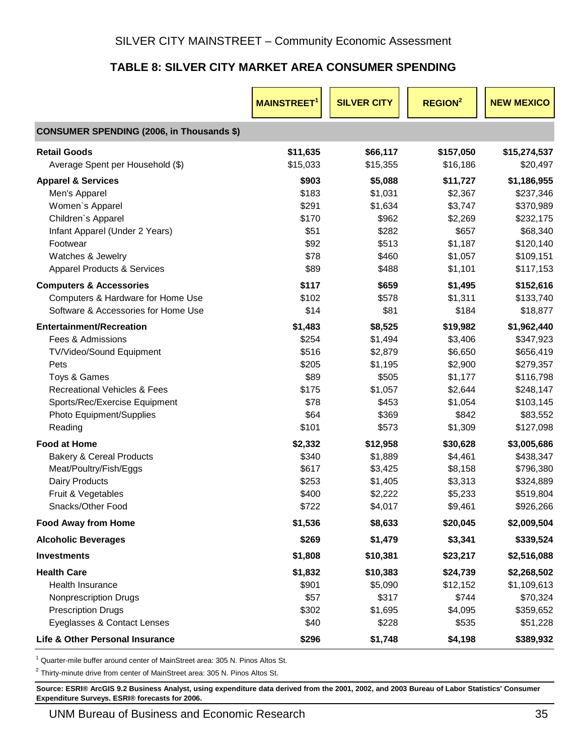### TABLE 8: SILVER CITY MARKET AREA CONSUMER SPENDING

| | MAINSTREET[1] | SILVER CITY | REGION[2] | NEW MEXICO |
|---|---|---|---|---|
| **CONSUMER SPENDING (2006, in Thousands $)** | | | | |
| **Retail Goods** | **$11,635** | **$66,117** | **$157,050** | **$15,274,537** |
| Average Spent per Household ($) | $15,033 | $15,355 | $16,186 | $20,497 |
| **Apparel & Services** | **$903** | **$5,088** | **$11,727** | **$1,186,955** |
| Men's Apparel | $183 | $1,031 | $2,367 | $237,346 |
| Women`s Apparel | $291 | $1,634 | $3,747 | $370,989 |
| Children`s Apparel | $170 | $962 | $2,269 | $232,175 |
| Infant Apparel (Under 2 Years) | $51 | $282 | $657 | $68,340 |
| Footwear | $92 | $513 | $1,187 | $120,140 |
| Watches & Jewelry | $78 | $460 | $1,057 | $109,151 |
| Apparel Products & Services | $89 | $488 | $1,101 | $117,153 |
| **Computers & Accessories** | **$117** | **$659** | **$1,495** | **$152,616** |
| Computers & Hardware for Home Use | $102 | $578 | $1,311 | $133,740 |
| Software & Accessories for Home Use | $14 | $81 | $184 | $18,877 |
| **Entertainment/Recreation** | **$1,483** | **$8,525** | **$19,982** | **$1,962,440** |
| Fees & Admissions | $254 | $1,494 | $3,406 | $347,923 |
| TV/Video/Sound Equipment | $516 | $2,879 | $6,650 | $656,419 |
| Pets | $205 | $1,195 | $2,900 | $279,357 |
| Toys & Games | $89 | $505 | $1,177 | $116,798 |
| Recreational Vehicles & Fees | $175 | $1,057 | $2,644 | $248,147 |
| Sports/Rec/Exercise Equipment | $78 | $453 | $1,054 | $103,145 |
| Photo Equipment/Supplies | $64 | $369 | $842 | $83,552 |
| Reading | $101 | $573 | $1,309 | $127,098 |
| **Food at Home** | **$2,332** | **$12,958** | **$30,628** | **$3,005,686** |
| Bakery & Cereal Products | $340 | $1,889 | $4,461 | $438,347 |
| Meat/Poultry/Fish/Eggs | $617 | $3,425 | $8,158 | $796,380 |
| Dairy Products | $253 | $1,405 | $3,313 | $324,889 |
| Fruit & Vegetables | $400 | $2,222 | $5,233 | $519,804 |
| Snacks/Other Food | $722 | $4,017 | $9,461 | $926,266 |
| **Food Away from Home** | **$1,536** | **$8,633** | **$20,045** | **$2,009,504** |
| **Alcoholic Beverages** | **$269** | **$1,479** | **$3,341** | **$339,524** |
| **Investments** | **$1,808** | **$10,381** | **$23,217** | **$2,516,088** |
| **Health Care** | **$1,832** | **$10,383** | **$24,739** | **$2,268,502** |
| Health Insurance | $901 | $5,090 | $12,152 | $1,109,613 |
| Nonprescription Drugs | $57 | $317 | $744 | $70,324 |
| Prescription Drugs | $302 | $1,695 | $4,095 | $359,652 |
| Eyeglasses & Contact Lenses | $40 | $228 | $535 | $51,228 |
| **Life & Other Personal Insurance** | **$296** | **$1,748** | **$4,198** | **$389,932** |

[1] Quarter-mile buffer around center of MainStreet area: 305 N. Pinos Altos St.

[2] Thirty-minute drive from center of MainStreet area: 305 N. Pinos Altos St.

**Source: ESRI® ArcGIS 9.2 Business Analyst, using expenditure data derived from the 2001, 2002, and 2003 Bureau of Labor Statistics' Consumer Expenditure Surveys. ESRI® forecasts for 2006.**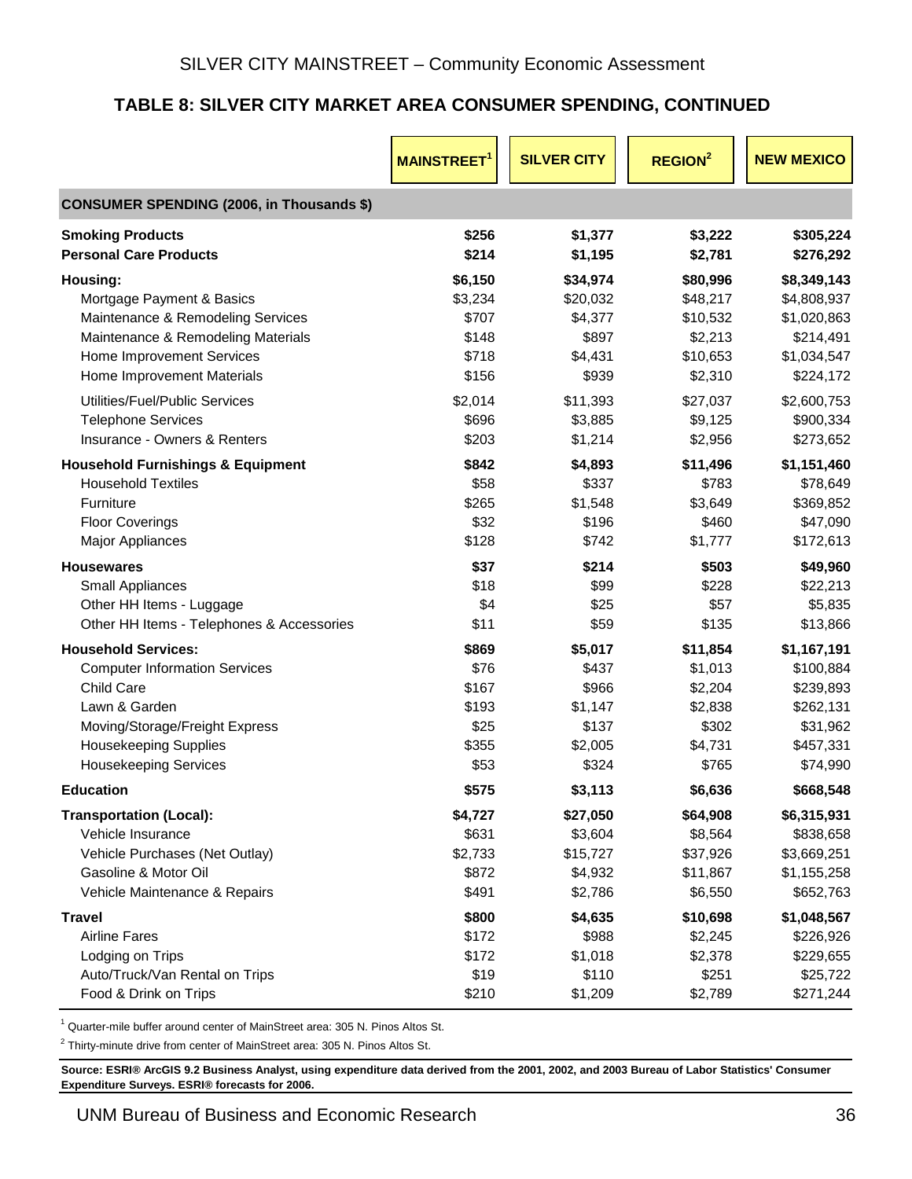### TABLE 8: SILVER CITY MARKET AREA CONSUMER SPENDING, CONTINUED

| | MAINSTREET[1] | SILVER CITY | REGION[2] | NEW MEXICO |
|---|---|---|---|---|
| **CONSUMER SPENDING (2006, in Thousands $)** | | | | |
| **Smoking Products** | **$256** | **$1,377** | **$3,222** | **$305,224** |
| **Personal Care Products** | **$214** | **$1,195** | **$2,781** | **$276,292** |
| **Housing:** | **$6,150** | **$34,974** | **$80,996** | **$8,349,143** |
| Mortgage Payment & Basics | $3,234 | $20,032 | $48,217 | $4,808,937 |
| Maintenance & Remodeling Services | $707 | $4,377 | $10,532 | $1,020,863 |
| Maintenance & Remodeling Materials | $148 | $897 | $2,213 | $214,491 |
| Home Improvement Services | $718 | $4,431 | $10,653 | $1,034,547 |
| Home Improvement Materials | $156 | $939 | $2,310 | $224,172 |
| Utilities/Fuel/Public Services | $2,014 | $11,393 | $27,037 | $2,600,753 |
| Telephone Services | $696 | $3,885 | $9,125 | $900,334 |
| Insurance - Owners & Renters | $203 | $1,214 | $2,956 | $273,652 |
| **Household Furnishings & Equipment** | **$842** | **$4,893** | **$11,496** | **$1,151,460** |
| Household Textiles | $58 | $337 | $783 | $78,649 |
| Furniture | $265 | $1,548 | $3,649 | $369,852 |
| Floor Coverings | $32 | $196 | $460 | $47,090 |
| Major Appliances | $128 | $742 | $1,777 | $172,613 |
| **Housewares** | **$37** | **$214** | **$503** | **$49,960** |
| Small Appliances | $18 | $99 | $228 | $22,213 |
| Other HH Items - Luggage | $4 | $25 | $57 | $5,835 |
| Other HH Items - Telephones & Accessories | $11 | $59 | $135 | $13,866 |
| **Household Services:** | **$869** | **$5,017** | **$11,854** | **$1,167,191** |
| Computer Information Services | $76 | $437 | $1,013 | $100,884 |
| Child Care | $167 | $966 | $2,204 | $239,893 |
| Lawn & Garden | $193 | $1,147 | $2,838 | $262,131 |
| Moving/Storage/Freight Express | $25 | $137 | $302 | $31,962 |
| Housekeeping Supplies | $355 | $2,005 | $4,731 | $457,331 |
| Housekeeping Services | $53 | $324 | $765 | $74,990 |
| **Education** | **$575** | **$3,113** | **$6,636** | **$668,548** |
| **Transportation (Local):** | **$4,727** | **$27,050** | **$64,908** | **$6,315,931** |
| Vehicle Insurance | $631 | $3,604 | $8,564 | $838,658 |
| Vehicle Purchases (Net Outlay) | $2,733 | $15,727 | $37,926 | $3,669,251 |
| Gasoline & Motor Oil | $872 | $4,932 | $11,867 | $1,155,258 |
| Vehicle Maintenance & Repairs | $491 | $2,786 | $6,550 | $652,763 |
| **Travel** | **$800** | **$4,635** | **$10,698** | **$1,048,567** |
| Airline Fares | $172 | $988 | $2,245 | $226,926 |
| Lodging on Trips | $172 | $1,018 | $2,378 | $229,655 |
| Auto/Truck/Van Rental on Trips | $19 | $110 | $251 | $25,722 |
| Food & Drink on Trips | $210 | $1,209 | $2,789 | $271,244 |

[1] Quarter-mile buffer around center of MainStreet area: 305 N. Pinos Altos St.

[2] Thirty-minute drive from center of MainStreet area: 305 N. Pinos Altos St.

**Source: ESRI® ArcGIS 9.2 Business Analyst, using expenditure data derived from the 2001, 2002, and 2003 Bureau of Labor Statistics' Consumer Expenditure Surveys. ESRI® forecasts for 2006.**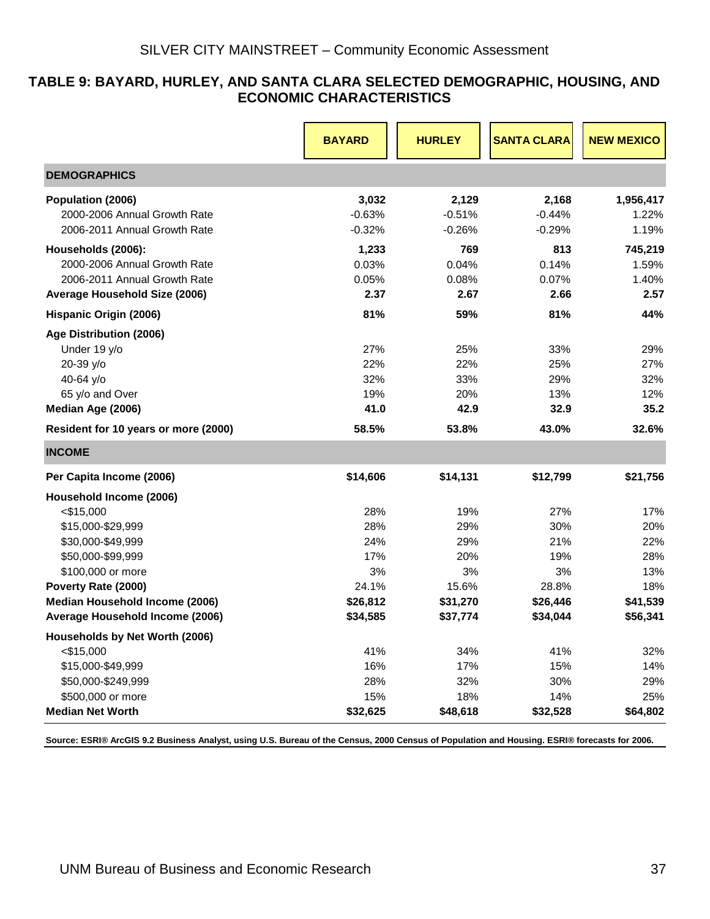## TABLE 9: BAYARD, HURLEY, AND SANTA CLARA SELECTED DEMOGRAPHIC, HOUSING, AND ECONOMIC CHARACTERISTICS

| | BAYARD | HURLEY | SANTA CLARA | NEW MEXICO |
|---|---|---|---|---|
| **DEMOGRAPHICS** | | | | |
| **Population (2006)** | **3,032** | **2,129** | **2,168** | **1,956,417** |
| 2000-2006 Annual Growth Rate | -0.63% | -0.51% | -0.44% | 1.22% |
| 2006-2011 Annual Growth Rate | -0.32% | -0.26% | -0.29% | 1.19% |
| **Households (2006):** | **1,233** | **769** | **813** | **745,219** |
| 2000-2006 Annual Growth Rate | 0.03% | 0.04% | 0.14% | 1.59% |
| 2006-2011 Annual Growth Rate | 0.05% | 0.08% | 0.07% | 1.40% |
| **Average Household Size (2006)** | **2.37** | **2.67** | **2.66** | **2.57** |
| **Hispanic Origin (2006)** | **81%** | **59%** | **81%** | **44%** |
| **Age Distribution (2006)** | | | | |
| Under 19 y/o | 27% | 25% | 33% | 29% |
| 20-39 y/o | 22% | 22% | 25% | 27% |
| 40-64 y/o | 32% | 33% | 29% | 32% |
| 65 y/o and Over | 19% | 20% | 13% | 12% |
| **Median Age (2006)** | **41.0** | **42.9** | **32.9** | **35.2** |
| **Resident for 10 years or more (2000)** | **58.5%** | **53.8%** | **43.0%** | **32.6%** |
| **INCOME** | | | | |
| **Per Capita Income (2006)** | **$14,606** | **$14,131** | **$12,799** | **$21,756** |
| **Household Income (2006)** | | | | |
| <$15,000 | 28% | 19% | 27% | 17% |
| $15,000-$29,999 | 28% | 29% | 30% | 20% |
| $30,000-$49,999 | 24% | 29% | 21% | 22% |
| $50,000-$99,999 | 17% | 20% | 19% | 28% |
| $100,000 or more | 3% | 3% | 3% | 13% |
| **Poverty Rate (2000)** | 24.1% | 15.6% | 28.8% | 18% |
| **Median Household Income (2006)** | **$26,812** | **$31,270** | **$26,446** | **$41,539** |
| **Average Household Income (2006)** | **$34,585** | **$37,774** | **$34,044** | **$56,341** |
| **Households by Net Worth (2006)** | | | | |
| <$15,000 | 41% | 34% | 41% | 32% |
| $15,000-$49,999 | 16% | 17% | 15% | 14% |
| $50,000-$249,999 | 28% | 32% | 30% | 29% |
| $500,000 or more | 15% | 18% | 14% | 25% |
| **Median Net Worth** | **$32,625** | **$48,618** | **$32,528** | **$64,802** |

**Source: ESRI® ArcGIS 9.2 Business Analyst, using U.S. Bureau of the Census, 2000 Census of Population and Housing. ESRI® forecasts for 2006.**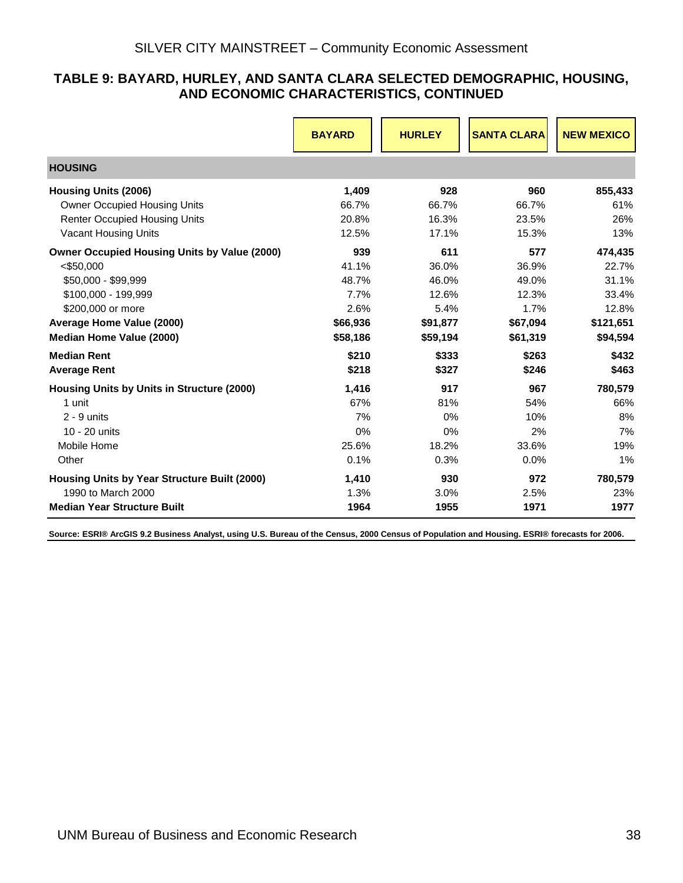## TABLE 9: BAYARD, HURLEY, AND SANTA CLARA SELECTED DEMOGRAPHIC, HOUSING, AND ECONOMIC CHARACTERISTICS, CONTINUED

| | BAYARD | HURLEY | SANTA CLARA | NEW MEXICO |
|---|---|---|---|---|
| **HOUSING** | | | | |
| **Housing Units (2006)** | **1,409** | **928** | **960** | **855,433** |
| Owner Occupied Housing Units | 66.7% | 66.7% | 66.7% | 61% |
| Renter Occupied Housing Units | 20.8% | 16.3% | 23.5% | 26% |
| Vacant Housing Units | 12.5% | 17.1% | 15.3% | 13% |
| **Owner Occupied Housing Units by Value (2000)** | **939** | **611** | **577** | **474,435** |
| <$50,000 | 41.1% | 36.0% | 36.9% | 22.7% |
| $50,000 - $99,999 | 48.7% | 46.0% | 49.0% | 31.1% |
| $100,000 - 199,999 | 7.7% | 12.6% | 12.3% | 33.4% |
| $200,000 or more | 2.6% | 5.4% | 1.7% | 12.8% |
| **Average Home Value (2000)** | **$66,936** | **$91,877** | **$67,094** | **$121,651** |
| **Median Home Value (2000)** | **$58,186** | **$59,194** | **$61,319** | **$94,594** |
| **Median Rent** | **$210** | **$333** | **$263** | **$432** |
| **Average Rent** | **$218** | **$327** | **$246** | **$463** |
| **Housing Units by Units in Structure (2000)** | **1,416** | **917** | **967** | **780,579** |
| 1 unit | 67% | 81% | 54% | 66% |
| 2 - 9 units | 7% | 0% | 10% | 8% |
| 10 - 20 units | 0% | 0% | 2% | 7% |
| Mobile Home | 25.6% | 18.2% | 33.6% | 19% |
| Other | 0.1% | 0.3% | 0.0% | 1% |
| **Housing Units by Year Structure Built (2000)** | **1,410** | **930** | **972** | **780,579** |
| 1990 to March 2000 | 1.3% | 3.0% | 2.5% | 23% |
| **Median Year Structure Built** | **1964** | **1955** | **1971** | **1977** |

**Source: ESRI® ArcGIS 9.2 Business Analyst, using U.S. Bureau of the Census, 2000 Census of Population and Housing. ESRI® forecasts for 2006.**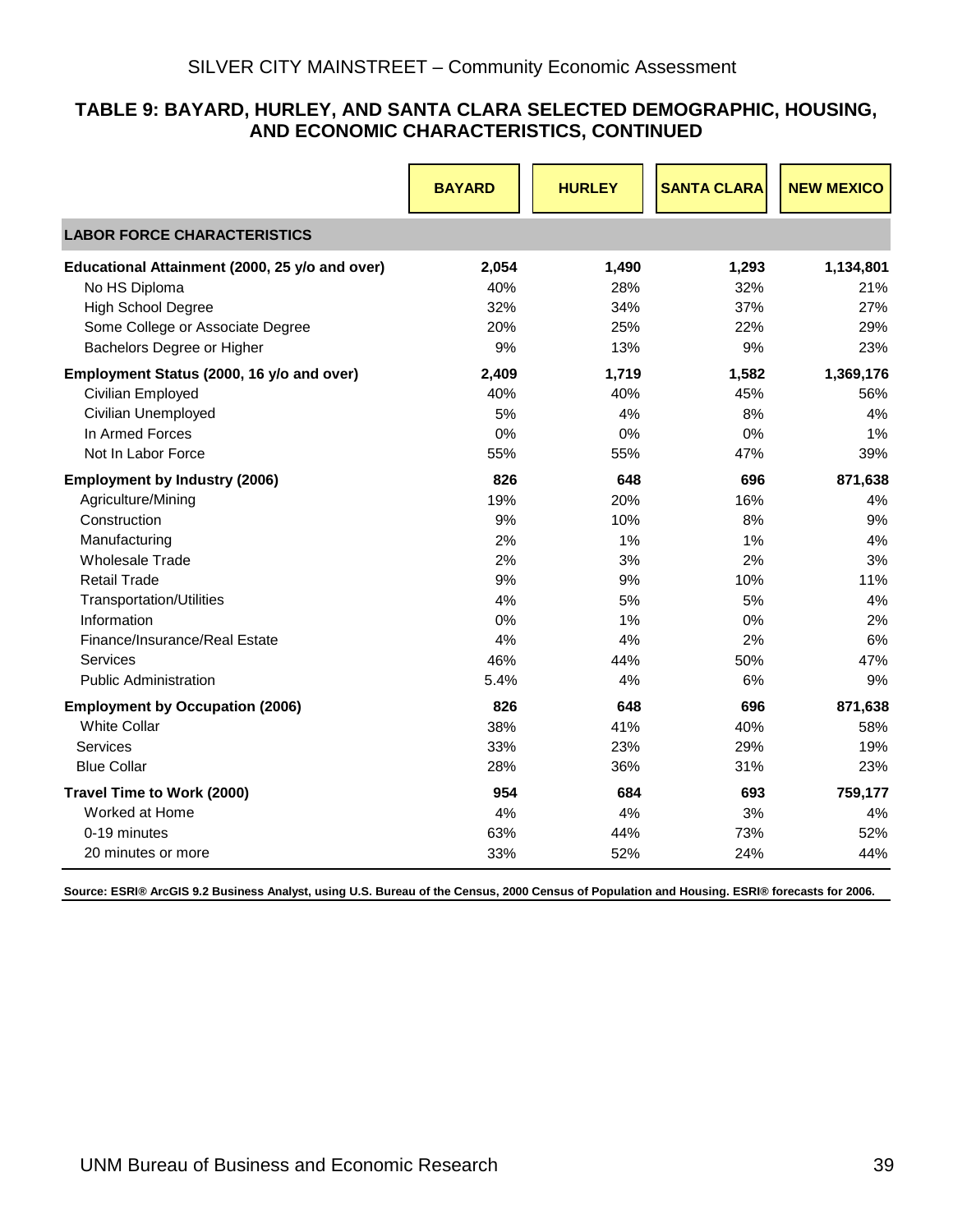## TABLE 9: BAYARD, HURLEY, AND SANTA CLARA SELECTED DEMOGRAPHIC, HOUSING, AND ECONOMIC CHARACTERISTICS, CONTINUED

| | BAYARD | HURLEY | SANTA CLARA | NEW MEXICO |
|---|---|---|---|---|
| **LABOR FORCE CHARACTERISTICS** | | | | |
| **Educational Attainment (2000, 25 y/o and over)** | **2,054** | **1,490** | **1,293** | **1,134,801** |
| No HS Diploma | 40% | 28% | 32% | 21% |
| High School Degree | 32% | 34% | 37% | 27% |
| Some College or Associate Degree | 20% | 25% | 22% | 29% |
| Bachelors Degree or Higher | 9% | 13% | 9% | 23% |
| **Employment Status (2000, 16 y/o and over)** | **2,409** | **1,719** | **1,582** | **1,369,176** |
| Civilian Employed | 40% | 40% | 45% | 56% |
| Civilian Unemployed | 5% | 4% | 8% | 4% |
| In Armed Forces | 0% | 0% | 0% | 1% |
| Not In Labor Force | 55% | 55% | 47% | 39% |
| **Employment by Industry (2006)** | **826** | **648** | **696** | **871,638** |
| Agriculture/Mining | 19% | 20% | 16% | 4% |
| Construction | 9% | 10% | 8% | 9% |
| Manufacturing | 2% | 1% | 1% | 4% |
| Wholesale Trade | 2% | 3% | 2% | 3% |
| Retail Trade | 9% | 9% | 10% | 11% |
| Transportation/Utilities | 4% | 5% | 5% | 4% |
| Information | 0% | 1% | 0% | 2% |
| Finance/Insurance/Real Estate | 4% | 4% | 2% | 6% |
| Services | 46% | 44% | 50% | 47% |
| Public Administration | 5.4% | 4% | 6% | 9% |
| **Employment by Occupation (2006)** | **826** | **648** | **696** | **871,638** |
| White Collar | 38% | 41% | 40% | 58% |
| Services | 33% | 23% | 29% | 19% |
| Blue Collar | 28% | 36% | 31% | 23% |
| **Travel Time to Work (2000)** | **954** | **684** | **693** | **759,177** |
| Worked at Home | 4% | 4% | 3% | 4% |
| 0-19 minutes | 63% | 44% | 73% | 52% |
| 20 minutes or more | 33% | 52% | 24% | 44% |

**Source: ESRI® ArcGIS 9.2 Business Analyst, using U.S. Bureau of the Census, 2000 Census of Population and Housing. ESRI® forecasts for 2006.**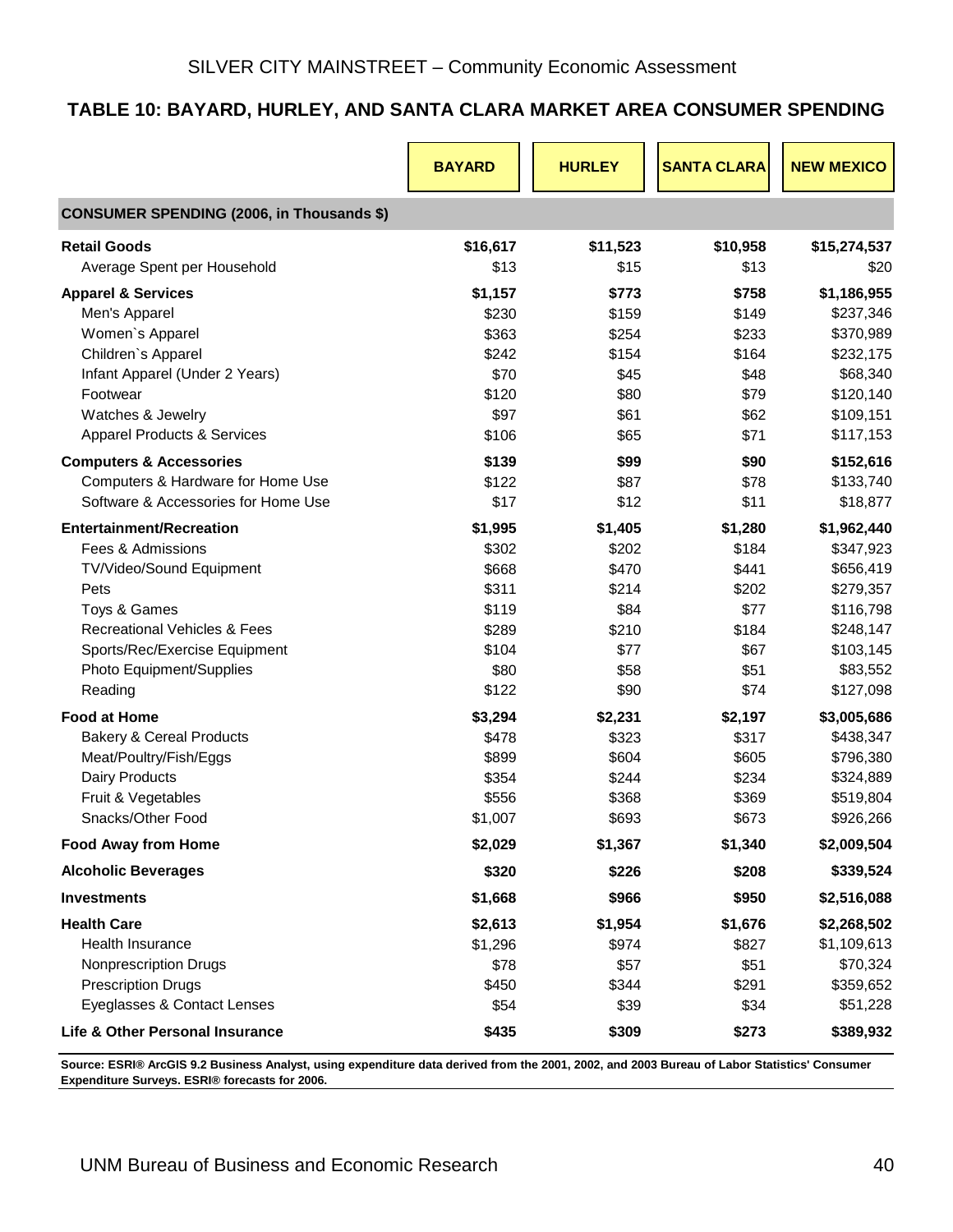## TABLE 10: BAYARD, HURLEY, AND SANTA CLARA MARKET AREA CONSUMER SPENDING

| | BAYARD | HURLEY | SANTA CLARA | NEW MEXICO |
|---|---|---|---|---|
| **CONSUMER SPENDING (2006, in Thousands $)** | | | | |
| **Retail Goods** | **$16,617** | **$11,523** | **$10,958** | **$15,274,537** |
| Average Spent per Household | $13 | $15 | $13 | $20 |
| **Apparel & Services** | **$1,157** | **$773** | **$758** | **$1,186,955** |
| Men's Apparel | $230 | $159 | $149 | $237,346 |
| Women`s Apparel | $363 | $254 | $233 | $370,989 |
| Children`s Apparel | $242 | $154 | $164 | $232,175 |
| Infant Apparel (Under 2 Years) | $70 | $45 | $48 | $68,340 |
| Footwear | $120 | $80 | $79 | $120,140 |
| Watches & Jewelry | $97 | $61 | $62 | $109,151 |
| Apparel Products & Services | $106 | $65 | $71 | $117,153 |
| **Computers & Accessories** | **$139** | **$99** | **$90** | **$152,616** |
| Computers & Hardware for Home Use | $122 | $87 | $78 | $133,740 |
| Software & Accessories for Home Use | $17 | $12 | $11 | $18,877 |
| **Entertainment/Recreation** | **$1,995** | **$1,405** | **$1,280** | **$1,962,440** |
| Fees & Admissions | $302 | $202 | $184 | $347,923 |
| TV/Video/Sound Equipment | $668 | $470 | $441 | $656,419 |
| Pets | $311 | $214 | $202 | $279,357 |
| Toys & Games | $119 | $84 | $77 | $116,798 |
| Recreational Vehicles & Fees | $289 | $210 | $184 | $248,147 |
| Sports/Rec/Exercise Equipment | $104 | $77 | $67 | $103,145 |
| Photo Equipment/Supplies | $80 | $58 | $51 | $83,552 |
| Reading | $122 | $90 | $74 | $127,098 |
| **Food at Home** | **$3,294** | **$2,231** | **$2,197** | **$3,005,686** |
| Bakery & Cereal Products | $478 | $323 | $317 | $438,347 |
| Meat/Poultry/Fish/Eggs | $899 | $604 | $605 | $796,380 |
| Dairy Products | $354 | $244 | $234 | $324,889 |
| Fruit & Vegetables | $556 | $368 | $369 | $519,804 |
| Snacks/Other Food | $1,007 | $693 | $673 | $926,266 |
| **Food Away from Home** | **$2,029** | **$1,367** | **$1,340** | **$2,009,504** |
| **Alcoholic Beverages** | **$320** | **$226** | **$208** | **$339,524** |
| **Investments** | **$1,668** | **$966** | **$950** | **$2,516,088** |
| **Health Care** | **$2,613** | **$1,954** | **$1,676** | **$2,268,502** |
| Health Insurance | $1,296 | $974 | $827 | $1,109,613 |
| Nonprescription Drugs | $78 | $57 | $51 | $70,324 |
| Prescription Drugs | $450 | $344 | $291 | $359,652 |
| Eyeglasses & Contact Lenses | $54 | $39 | $34 | $51,228 |
| **Life & Other Personal Insurance** | **$435** | **$309** | **$273** | **$389,932** |

**Source: ESRI® ArcGIS 9.2 Business Analyst, using expenditure data derived from the 2001, 2002, and 2003 Bureau of Labor Statistics' Consumer Expenditure Surveys. ESRI® forecasts for 2006.**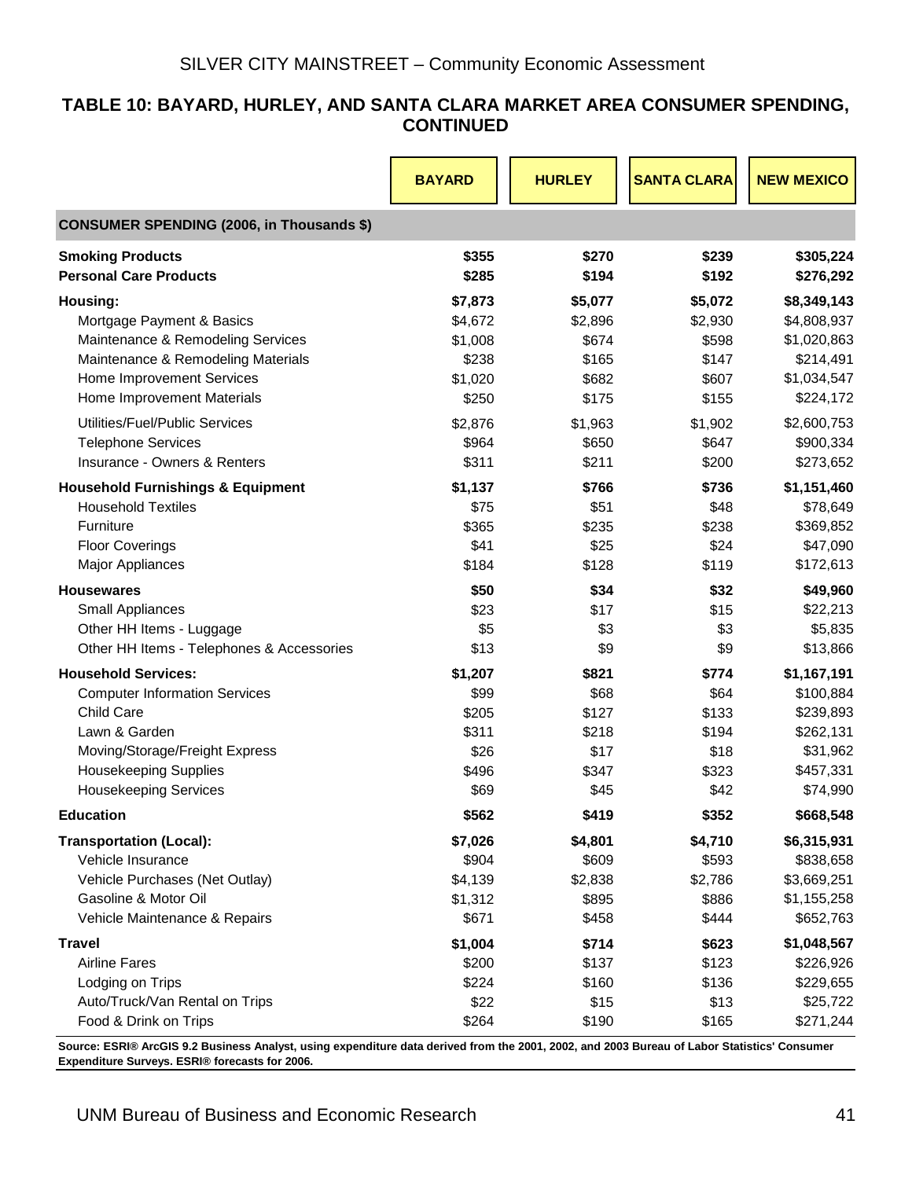## TABLE 10: BAYARD, HURLEY, AND SANTA CLARA MARKET AREA CONSUMER SPENDING, CONTINUED

| | BAYARD | HURLEY | SANTA CLARA | NEW MEXICO |
|---|---|---|---|---|
| **CONSUMER SPENDING (2006, in Thousands $)** | | | | |
| **Smoking Products** | **$355** | **$270** | **$239** | **$305,224** |
| **Personal Care Products** | **$285** | **$194** | **$192** | **$276,292** |
| **Housing:** | **$7,873** | **$5,077** | **$5,072** | **$8,349,143** |
| Mortgage Payment & Basics | $4,672 | $2,896 | $2,930 | $4,808,937 |
| Maintenance & Remodeling Services | $1,008 | $674 | $598 | $1,020,863 |
| Maintenance & Remodeling Materials | $238 | $165 | $147 | $214,491 |
| Home Improvement Services | $1,020 | $682 | $607 | $1,034,547 |
| Home Improvement Materials | $250 | $175 | $155 | $224,172 |
| Utilities/Fuel/Public Services | $2,876 | $1,963 | $1,902 | $2,600,753 |
| Telephone Services | $964 | $650 | $647 | $900,334 |
| Insurance - Owners & Renters | $311 | $211 | $200 | $273,652 |
| **Household Furnishings & Equipment** | **$1,137** | **$766** | **$736** | **$1,151,460** |
| Household Textiles | $75 | $51 | $48 | $78,649 |
| Furniture | $365 | $235 | $238 | $369,852 |
| Floor Coverings | $41 | $25 | $24 | $47,090 |
| Major Appliances | $184 | $128 | $119 | $172,613 |
| **Housewares** | **$50** | **$34** | **$32** | **$49,960** |
| Small Appliances | $23 | $17 | $15 | $22,213 |
| Other HH Items - Luggage | $5 | $3 | $3 | $5,835 |
| Other HH Items - Telephones & Accessories | $13 | $9 | $9 | $13,866 |
| **Household Services:** | **$1,207** | **$821** | **$774** | **$1,167,191** |
| Computer Information Services | $99 | $68 | $64 | $100,884 |
| Child Care | $205 | $127 | $133 | $239,893 |
| Lawn & Garden | $311 | $218 | $194 | $262,131 |
| Moving/Storage/Freight Express | $26 | $17 | $18 | $31,962 |
| Housekeeping Supplies | $496 | $347 | $323 | $457,331 |
| Housekeeping Services | $69 | $45 | $42 | $74,990 |
| **Education** | **$562** | **$419** | **$352** | **$668,548** |
| **Transportation (Local):** | **$7,026** | **$4,801** | **$4,710** | **$6,315,931** |
| Vehicle Insurance | $904 | $609 | $593 | $838,658 |
| Vehicle Purchases (Net Outlay) | $4,139 | $2,838 | $2,786 | $3,669,251 |
| Gasoline & Motor Oil | $1,312 | $895 | $886 | $1,155,258 |
| Vehicle Maintenance & Repairs | $671 | $458 | $444 | $652,763 |
| **Travel** | **$1,004** | **$714** | **$623** | **$1,048,567** |
| Airline Fares | $200 | $137 | $123 | $226,926 |
| Lodging on Trips | $224 | $160 | $136 | $229,655 |
| Auto/Truck/Van Rental on Trips | $22 | $15 | $13 | $25,722 |
| Food & Drink on Trips | $264 | $190 | $165 | $271,244 |

**Source: ESRI® ArcGIS 9.2 Business Analyst, using expenditure data derived from the 2001, 2002, and 2003 Bureau of Labor Statistics' Consumer Expenditure Surveys. ESRI® forecasts for 2006.**